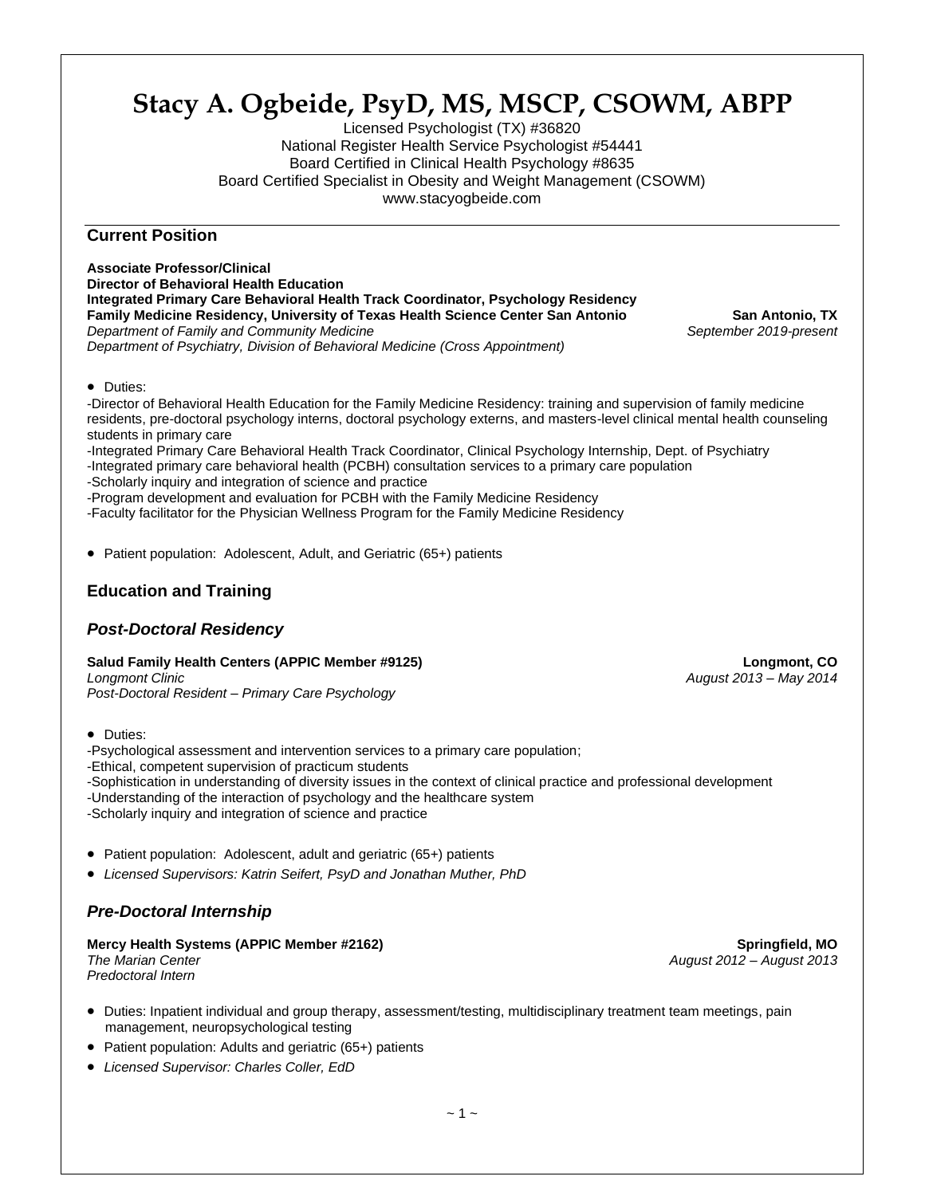# Stacy A. Ogbeide, PsyD, MS, MSCP, CSOWM, ABPP

Licensed Psychologist (TX) #36820
National Register Health Service Psychologist #54441
Board Certified in Clinical Health Psychology #8635
Board Certified Specialist in Obesity and Weight Management (CSOWM)
www.stacyogbeide.com

## Current Position

**Associate Professor/Clinical**
**Director of Behavioral Health Education**
**Integrated Primary Care Behavioral Health Track Coordinator, Psychology Residency**
**Family Medicine Residency, University of Texas Health Science Center San Antonio** — **San Antonio, TX**
*Department of Family and Community Medicine* — *September 2019-present*
*Department of Psychiatry, Division of Behavioral Medicine (Cross Appointment)*

- Duties:

-Director of Behavioral Health Education for the Family Medicine Residency: training and supervision of family medicine residents, pre-doctoral psychology interns, doctoral psychology externs, and masters-level clinical mental health counseling students in primary care
-Integrated Primary Care Behavioral Health Track Coordinator, Clinical Psychology Internship, Dept. of Psychiatry
-Integrated primary care behavioral health (PCBH) consultation services to a primary care population
-Scholarly inquiry and integration of science and practice
-Program development and evaluation for PCBH with the Family Medicine Residency
-Faculty facilitator for the Physician Wellness Program for the Family Medicine Residency

- Patient population: Adolescent, Adult, and Geriatric (65+) patients

## Education and Training

### *Post-Doctoral Residency*

**Salud Family Health Centers (APPIC Member #9125)** — **Longmont, CO**
*Longmont Clinic* — *August 2013 – May 2014*
*Post-Doctoral Resident – Primary Care Psychology*

- Duties:

-Psychological assessment and intervention services to a primary care population;
-Ethical, competent supervision of practicum students
-Sophistication in understanding of diversity issues in the context of clinical practice and professional development
-Understanding of the interaction of psychology and the healthcare system
-Scholarly inquiry and integration of science and practice

- Patient population: Adolescent, adult and geriatric (65+) patients
- *Licensed Supervisors: Katrin Seifert, PsyD and Jonathan Muther, PhD*

### *Pre-Doctoral Internship*

**Mercy Health Systems (APPIC Member #2162)** — **Springfield, MO**
*The Marian Center* — *August 2012 – August 2013*
*Predoctoral Intern*

- Duties: Inpatient individual and group therapy, assessment/testing, multidisciplinary treatment team meetings, pain management, neuropsychological testing
- Patient population: Adults and geriatric (65+) patients
- *Licensed Supervisor: Charles Coller, EdD*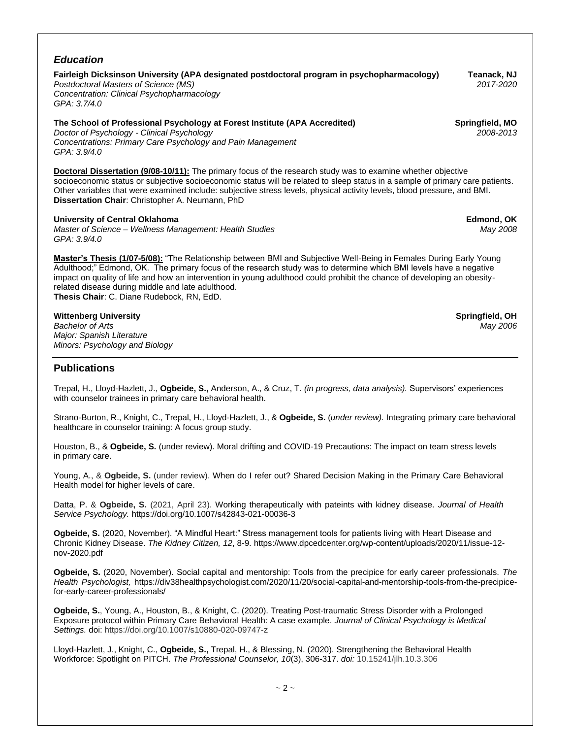## *Education*

**Fairleigh Dicksinson University (APA designated postdoctoral program in psychopharmacology)** **Teanack, NJ**
*Postdoctoral Masters of Science (MS)* *2017-2020*
*Concentration: Clinical Psychopharmacology*
*GPA: 3.7/4.0*

**The School of Professional Psychology at Forest Institute (APA Accredited)** **Springfield, MO**
*Doctor of Psychology - Clinical Psychology* *2008-2013*
*Concentrations: Primary Care Psychology and Pain Management*
*GPA: 3.9/4.0*

**Doctoral Dissertation (9/08-10/11):** The primary focus of the research study was to examine whether objective socioeconomic status or subjective socioeconomic status will be related to sleep status in a sample of primary care patients. Other variables that were examined include: subjective stress levels, physical activity levels, blood pressure, and BMI.
**Dissertation Chair**: Christopher A. Neumann, PhD

**University of Central Oklahoma** **Edmond, OK**
*Master of Science – Wellness Management: Health Studies* *May 2008*
*GPA: 3.9/4.0*

**Master's Thesis (1/07-5/08):** "The Relationship between BMI and Subjective Well-Being in Females During Early Young Adulthood;" Edmond, OK. The primary focus of the research study was to determine which BMI levels have a negative impact on quality of life and how an intervention in young adulthood could prohibit the chance of developing an obesity-related disease during middle and late adulthood.
**Thesis Chair**: C. Diane Rudebock, RN, EdD.

**Wittenberg University** **Springfield, OH**
*Bachelor of Arts* *May 2006*
*Major: Spanish Literature*
*Minors: Psychology and Biology*

## Publications

Trepal, H., Lloyd-Hazlett, J., **Ogbeide, S.,** Anderson, A., & Cruz, T. *(in progress, data analysis).* Supervisors' experiences with counselor trainees in primary care behavioral health.

Strano-Burton, R., Knight, C., Trepal, H., Lloyd-Hazlett, J., & **Ogbeide, S.** (*under review).* Integrating primary care behavioral healthcare in counselor training: A focus group study.

Houston, B., & **Ogbeide, S.** (under review). Moral drifting and COVID-19 Precautions: The impact on team stress levels in primary care.

Young, A., & **Ogbeide, S.** (under review). When do I refer out? Shared Decision Making in the Primary Care Behavioral Health model for higher levels of care.

Datta, P. & **Ogbeide, S.** (2021, April 23). Working therapeutically with pateints with kidney disease. *Journal of Health Service Psychology.* https://doi.org/10.1007/s42843-021-00036-3

**Ogbeide, S.** (2020, November). "A Mindful Heart:" Stress management tools for patients living with Heart Disease and Chronic Kidney Disease. *The Kidney Citizen, 12*, 8-9. https://www.dpcedcenter.org/wp-content/uploads/2020/11/issue-12-nov-2020.pdf

**Ogbeide, S.** (2020, November). Social capital and mentorship: Tools from the precipice for early career professionals. *The Health Psychologist,* https://div38healthpsychologist.com/2020/11/20/social-capital-and-mentorship-tools-from-the-precipice-for-early-career-professionals/

**Ogbeide, S.**, Young, A., Houston, B., & Knight, C. (2020). Treating Post-traumatic Stress Disorder with a Prolonged Exposure protocol within Primary Care Behavioral Health: A case example. *Journal of Clinical Psychology is Medical Settings.* doi: https://doi.org/10.1007/s10880-020-09747-z

Lloyd-Hazlett, J., Knight, C., **Ogbeide, S.,** Trepal, H., & Blessing, N. (2020). Strengthening the Behavioral Health Workforce: Spotlight on PITCH. *The Professional Counselor, 10*(3), 306-317. *doi:* 10.15241/jlh.10.3.306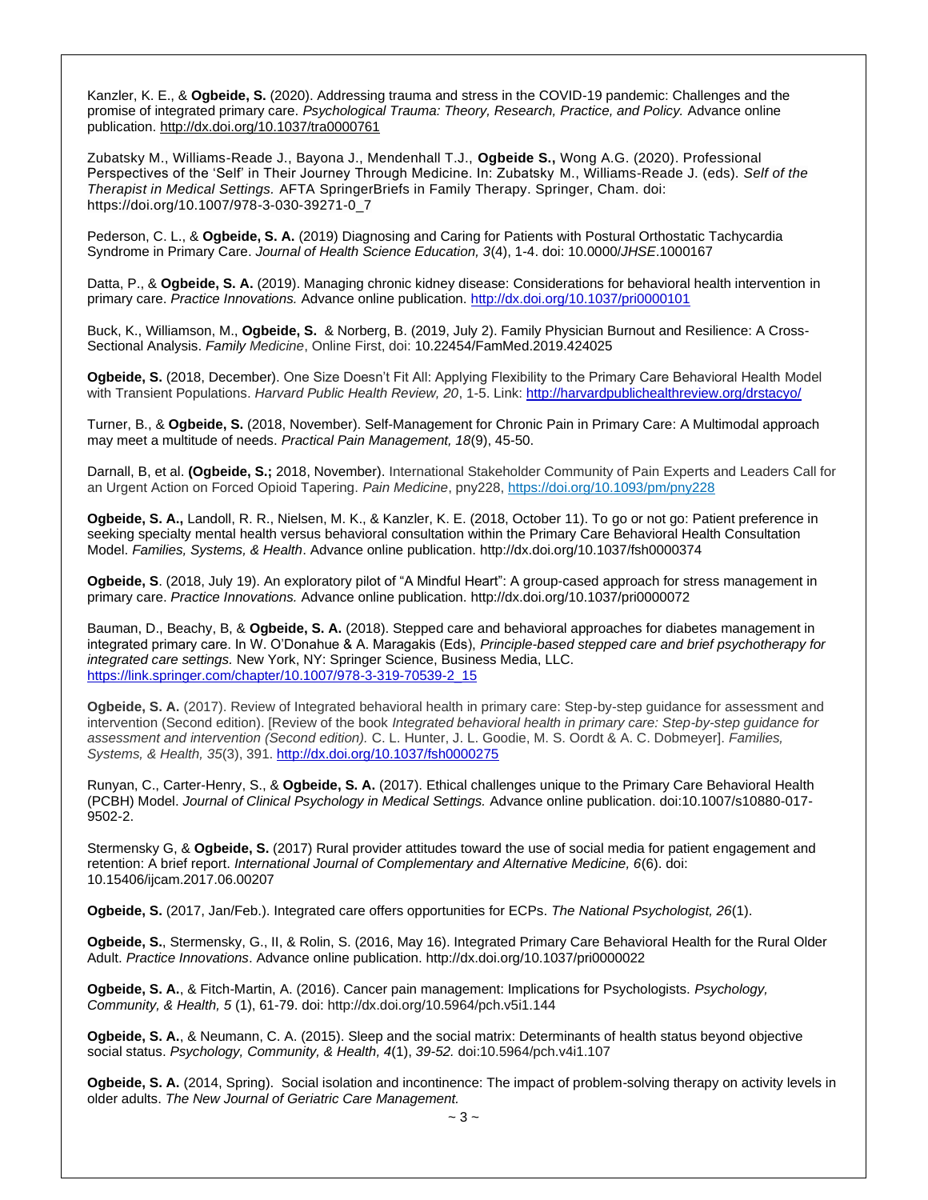Kanzler, K. E., & **Ogbeide, S.** (2020). Addressing trauma and stress in the COVID-19 pandemic: Challenges and the promise of integrated primary care. *Psychological Trauma: Theory, Research, Practice, and Policy.* Advance online publication. http://dx.doi.org/10.1037/tra0000761

Zubatsky M., Williams-Reade J., Bayona J., Mendenhall T.J., **Ogbeide S.,** Wong A.G. (2020). Professional Perspectives of the 'Self' in Their Journey Through Medicine. In: Zubatsky M., Williams-Reade J. (eds). *Self of the Therapist in Medical Settings.* AFTA SpringerBriefs in Family Therapy. Springer, Cham. doi: https://doi.org/10.1007/978-3-030-39271-0_7

Pederson, C. L., & **Ogbeide, S. A.** (2019) Diagnosing and Caring for Patients with Postural Orthostatic Tachycardia Syndrome in Primary Care. *Journal of Health Science Education, 3*(4), 1-4. doi: 10.0000/*JHSE*.1000167

Datta, P., & **Ogbeide, S. A.** (2019). Managing chronic kidney disease: Considerations for behavioral health intervention in primary care. *Practice Innovations.* Advance online publication. http://dx.doi.org/10.1037/pri0000101

Buck, K., Williamson, M., **Ogbeide, S.** & Norberg, B. (2019, July 2). Family Physician Burnout and Resilience: A Cross-Sectional Analysis. *Family Medicine*, Online First, doi: 10.22454/FamMed.2019.424025

**Ogbeide, S.** (2018, December). One Size Doesn't Fit All: Applying Flexibility to the Primary Care Behavioral Health Model with Transient Populations. *Harvard Public Health Review, 20*, 1-5. Link: http://harvardpublichealthreview.org/drstacyo/

Turner, B., & **Ogbeide, S.** (2018, November). Self-Management for Chronic Pain in Primary Care: A Multimodal approach may meet a multitude of needs. *Practical Pain Management, 18*(9), 45-50.

Darnall, B, et al. **(Ogbeide, S.;** 2018, November). International Stakeholder Community of Pain Experts and Leaders Call for an Urgent Action on Forced Opioid Tapering. *Pain Medicine*, pny228, https://doi.org/10.1093/pm/pny228

**Ogbeide, S. A.,** Landoll, R. R., Nielsen, M. K., & Kanzler, K. E. (2018, October 11). To go or not go: Patient preference in seeking specialty mental health versus behavioral consultation within the Primary Care Behavioral Health Consultation Model. *Families, Systems, & Health*. Advance online publication. http://dx.doi.org/10.1037/fsh0000374

**Ogbeide, S**. (2018, July 19). An exploratory pilot of "A Mindful Heart": A group-cased approach for stress management in primary care. *Practice Innovations.* Advance online publication. http://dx.doi.org/10.1037/pri0000072

Bauman, D., Beachy, B, & **Ogbeide, S. A.** (2018). Stepped care and behavioral approaches for diabetes management in integrated primary care. In W. O'Donahue & A. Maragakis (Eds), *Principle-based stepped care and brief psychotherapy for integrated care settings.* New York, NY: Springer Science, Business Media, LLC. https://link.springer.com/chapter/10.1007/978-3-319-70539-2_15

**Ogbeide, S. A.** (2017). Review of Integrated behavioral health in primary care: Step-by-step guidance for assessment and intervention (Second edition). [Review of the book *Integrated behavioral health in primary care: Step-by-step guidance for assessment and intervention (Second edition).* C. L. Hunter, J. L. Goodie, M. S. Oordt & A. C. Dobmeyer]. *Families, Systems, & Health, 35*(3), 391. http://dx.doi.org/10.1037/fsh0000275

Runyan, C., Carter-Henry, S., & **Ogbeide, S. A.** (2017). Ethical challenges unique to the Primary Care Behavioral Health (PCBH) Model. *Journal of Clinical Psychology in Medical Settings.* Advance online publication. doi:10.1007/s10880-017-9502-2.

Stermensky G, & **Ogbeide, S.** (2017) Rural provider attitudes toward the use of social media for patient engagement and retention: A brief report. *International Journal of Complementary and Alternative Medicine, 6*(6). doi: 10.15406/ijcam.2017.06.00207

**Ogbeide, S.** (2017, Jan/Feb.). Integrated care offers opportunities for ECPs. *The National Psychologist, 26*(1).

**Ogbeide, S.**, Stermensky, G., II, & Rolin, S. (2016, May 16). Integrated Primary Care Behavioral Health for the Rural Older Adult. *Practice Innovations*. Advance online publication. http://dx.doi.org/10.1037/pri0000022

**Ogbeide, S. A.**, & Fitch-Martin, A. (2016). Cancer pain management: Implications for Psychologists. *Psychology, Community, & Health, 5* (1), 61-79. doi: http://dx.doi.org/10.5964/pch.v5i1.144

**Ogbeide, S. A.**, & Neumann, C. A. (2015). Sleep and the social matrix: Determinants of health status beyond objective social status. *Psychology, Community, & Health, 4*(1), *39-52.* doi:10.5964/pch.v4i1.107

**Ogbeide, S. A.** (2014, Spring). Social isolation and incontinence: The impact of problem-solving therapy on activity levels in older adults. *The New Journal of Geriatric Care Management.*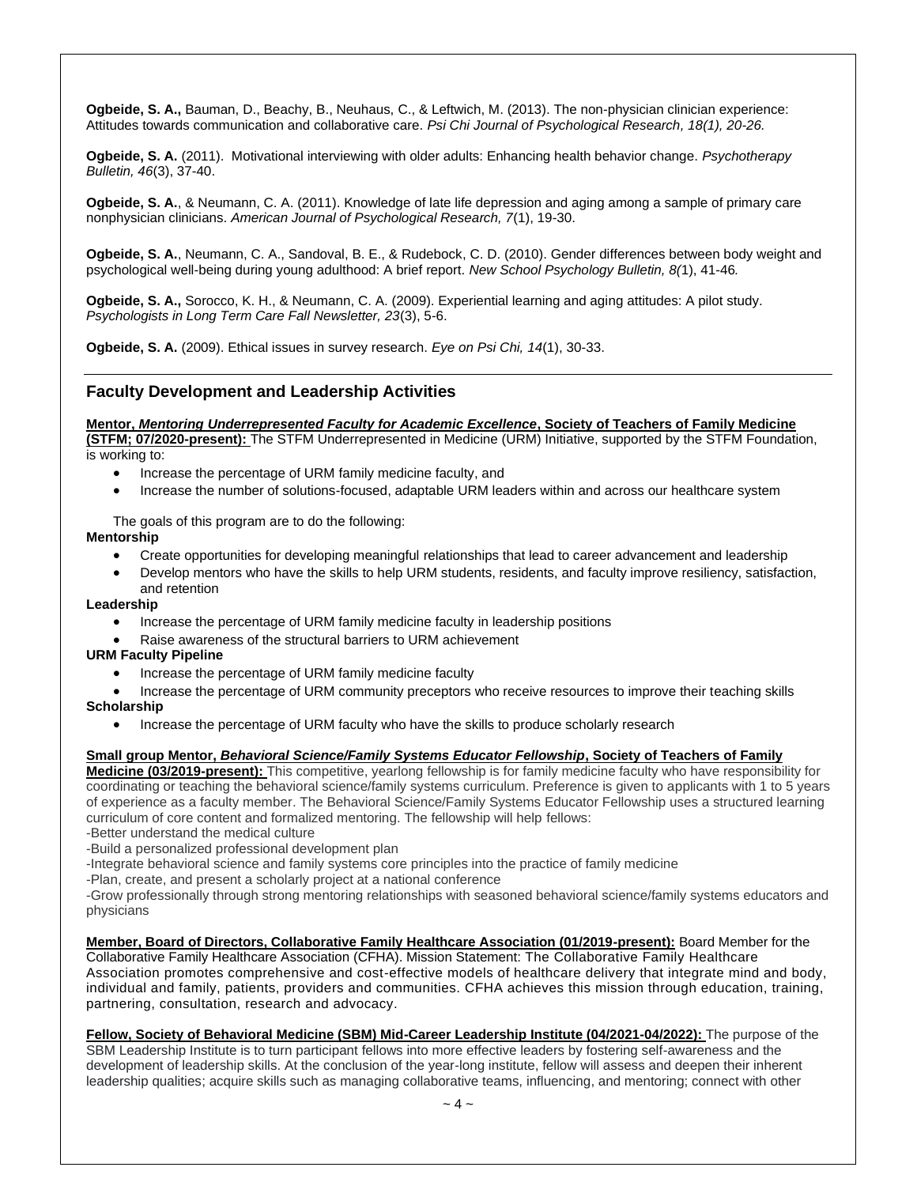**Ogbeide, S. A.,** Bauman, D., Beachy, B., Neuhaus, C., & Leftwich, M. (2013). The non-physician clinician experience: Attitudes towards communication and collaborative care. *Psi Chi Journal of Psychological Research, 18(1), 20-26.*

**Ogbeide, S. A.** (2011). Motivational interviewing with older adults: Enhancing health behavior change. *Psychotherapy Bulletin, 46*(3), 37-40.

**Ogbeide, S. A.**, & Neumann, C. A. (2011). Knowledge of late life depression and aging among a sample of primary care nonphysician clinicians. *American Journal of Psychological Research, 7*(1), 19-30.

**Ogbeide, S. A.**, Neumann, C. A., Sandoval, B. E., & Rudebock, C. D. (2010). Gender differences between body weight and psychological well-being during young adulthood: A brief report. *New School Psychology Bulletin, 8(*1), 41-46*.*

**Ogbeide, S. A.,** Sorocco, K. H., & Neumann, C. A. (2009). Experiential learning and aging attitudes: A pilot study. *Psychologists in Long Term Care Fall Newsletter, 23*(3), 5-6.

**Ogbeide, S. A.** (2009). Ethical issues in survey research. *Eye on Psi Chi, 14*(1), 30-33.

## Faculty Development and Leadership Activities

**Mentor, *Mentoring Underrepresented Faculty for Academic Excellence*, Society of Teachers of Family Medicine (STFM; 07/2020-present):** The STFM Underrepresented in Medicine (URM) Initiative, supported by the STFM Foundation, is working to:

- Increase the percentage of URM family medicine faculty, and
- Increase the number of solutions-focused, adaptable URM leaders within and across our healthcare system

The goals of this program are to do the following:

**Mentorship**

- Create opportunities for developing meaningful relationships that lead to career advancement and leadership
- Develop mentors who have the skills to help URM students, residents, and faculty improve resiliency, satisfaction, and retention

**Leadership**

- Increase the percentage of URM family medicine faculty in leadership positions
- Raise awareness of the structural barriers to URM achievement

**URM Faculty Pipeline**

- Increase the percentage of URM family medicine faculty
- Increase the percentage of URM community preceptors who receive resources to improve their teaching skills

**Scholarship**

- Increase the percentage of URM faculty who have the skills to produce scholarly research

**Small group Mentor, *Behavioral Science/Family Systems Educator Fellowship*, Society of Teachers of Family Medicine (03/2019-present):** This competitive, yearlong fellowship is for family medicine faculty who have responsibility for coordinating or teaching the behavioral science/family systems curriculum. Preference is given to applicants with 1 to 5 years of experience as a faculty member. The Behavioral Science/Family Systems Educator Fellowship uses a structured learning curriculum of core content and formalized mentoring. The fellowship will help fellows:

-Better understand the medical culture

-Build a personalized professional development plan

-Integrate behavioral science and family systems core principles into the practice of family medicine

-Plan, create, and present a scholarly project at a national conference

-Grow professionally through strong mentoring relationships with seasoned behavioral science/family systems educators and physicians

**Member, Board of Directors, Collaborative Family Healthcare Association (01/2019-present):** Board Member for the Collaborative Family Healthcare Association (CFHA). Mission Statement: The Collaborative Family Healthcare Association promotes comprehensive and cost-effective models of healthcare delivery that integrate mind and body, individual and family, patients, providers and communities. CFHA achieves this mission through education, training, partnering, consultation, research and advocacy.

**Fellow, Society of Behavioral Medicine (SBM) Mid-Career Leadership Institute (04/2021-04/2022):** The purpose of the SBM Leadership Institute is to turn participant fellows into more effective leaders by fostering self-awareness and the development of leadership skills. At the conclusion of the year-long institute, fellow will assess and deepen their inherent leadership qualities; acquire skills such as managing collaborative teams, influencing, and mentoring; connect with other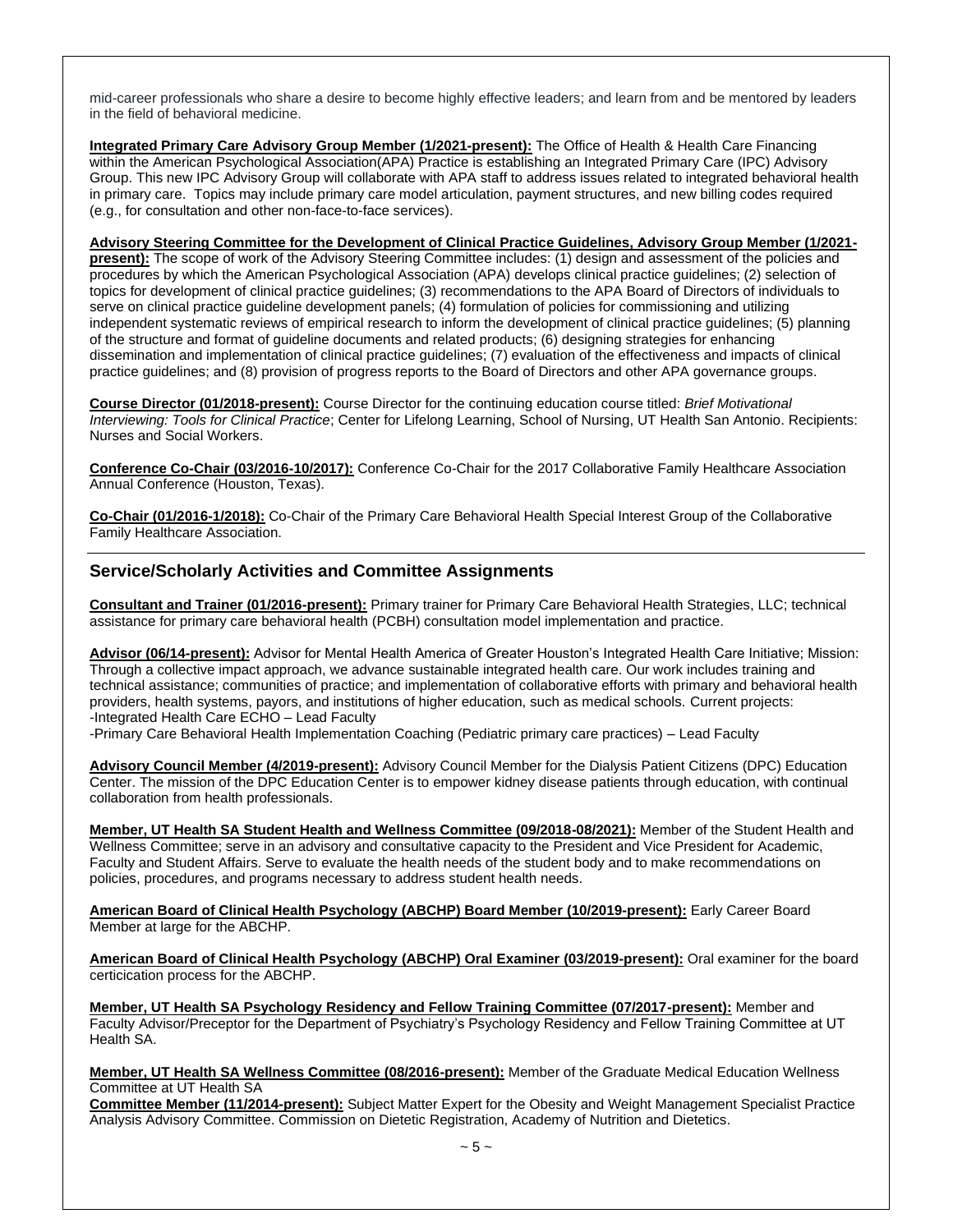mid-career professionals who share a desire to become highly effective leaders; and learn from and be mentored by leaders in the field of behavioral medicine.

**Integrated Primary Care Advisory Group Member (1/2021-present):** The Office of Health & Health Care Financing within the American Psychological Association(APA) Practice is establishing an Integrated Primary Care (IPC) Advisory Group. This new IPC Advisory Group will collaborate with APA staff to address issues related to integrated behavioral health in primary care. Topics may include primary care model articulation, payment structures, and new billing codes required (e.g., for consultation and other non-face-to-face services).

**Advisory Steering Committee for the Development of Clinical Practice Guidelines, Advisory Group Member (1/2021-present):** The scope of work of the Advisory Steering Committee includes: (1) design and assessment of the policies and procedures by which the American Psychological Association (APA) develops clinical practice guidelines; (2) selection of topics for development of clinical practice guidelines; (3) recommendations to the APA Board of Directors of individuals to serve on clinical practice guideline development panels; (4) formulation of policies for commissioning and utilizing independent systematic reviews of empirical research to inform the development of clinical practice guidelines; (5) planning of the structure and format of guideline documents and related products; (6) designing strategies for enhancing dissemination and implementation of clinical practice guidelines; (7) evaluation of the effectiveness and impacts of clinical practice guidelines; and (8) provision of progress reports to the Board of Directors and other APA governance groups.

**Course Director (01/2018-present):** Course Director for the continuing education course titled: *Brief Motivational Interviewing: Tools for Clinical Practice*; Center for Lifelong Learning, School of Nursing, UT Health San Antonio. Recipients: Nurses and Social Workers.

**Conference Co-Chair (03/2016-10/2017):** Conference Co-Chair for the 2017 Collaborative Family Healthcare Association Annual Conference (Houston, Texas).

**Co-Chair (01/2016-1/2018):** Co-Chair of the Primary Care Behavioral Health Special Interest Group of the Collaborative Family Healthcare Association.

## Service/Scholarly Activities and Committee Assignments

**Consultant and Trainer (01/2016-present):** Primary trainer for Primary Care Behavioral Health Strategies, LLC; technical assistance for primary care behavioral health (PCBH) consultation model implementation and practice.

**Advisor (06/14-present):** Advisor for Mental Health America of Greater Houston's Integrated Health Care Initiative; Mission: Through a collective impact approach, we advance sustainable integrated health care. Our work includes training and technical assistance; communities of practice; and implementation of collaborative efforts with primary and behavioral health providers, health systems, payors, and institutions of higher education, such as medical schools. Current projects:
-Integrated Health Care ECHO – Lead Faculty
-Primary Care Behavioral Health Implementation Coaching (Pediatric primary care practices) – Lead Faculty

**Advisory Council Member (4/2019-present):** Advisory Council Member for the Dialysis Patient Citizens (DPC) Education Center. The mission of the DPC Education Center is to empower kidney disease patients through education, with continual collaboration from health professionals.

**Member, UT Health SA Student Health and Wellness Committee (09/2018-08/2021):** Member of the Student Health and Wellness Committee; serve in an advisory and consultative capacity to the President and Vice President for Academic, Faculty and Student Affairs. Serve to evaluate the health needs of the student body and to make recommendations on policies, procedures, and programs necessary to address student health needs.

**American Board of Clinical Health Psychology (ABCHP) Board Member (10/2019-present):** Early Career Board Member at large for the ABCHP.

**American Board of Clinical Health Psychology (ABCHP) Oral Examiner (03/2019-present):** Oral examiner for the board certicication process for the ABCHP.

**Member, UT Health SA Psychology Residency and Fellow Training Committee (07/2017-present):** Member and Faculty Advisor/Preceptor for the Department of Psychiatry's Psychology Residency and Fellow Training Committee at UT Health SA.

**Member, UT Health SA Wellness Committee (08/2016-present):** Member of the Graduate Medical Education Wellness Committee at UT Health SA

**Committee Member (11/2014-present):** Subject Matter Expert for the Obesity and Weight Management Specialist Practice Analysis Advisory Committee. Commission on Dietetic Registration, Academy of Nutrition and Dietetics.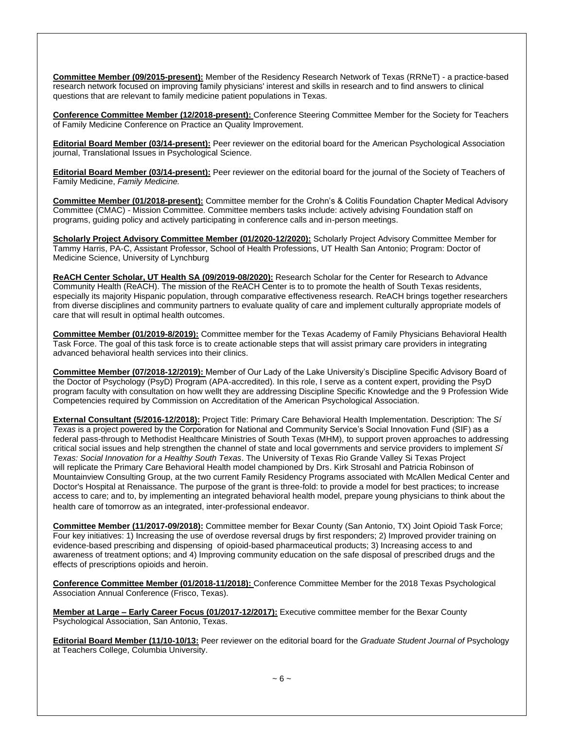**Committee Member (09/2015-present):** Member of the Residency Research Network of Texas (RRNeT) - a practice-based research network focused on improving family physicians' interest and skills in research and to find answers to clinical questions that are relevant to family medicine patient populations in Texas.

**Conference Committee Member (12/2018-present):** Conference Steering Committee Member for the Society for Teachers of Family Medicine Conference on Practice an Quality Improvement.

**Editorial Board Member (03/14-present):** Peer reviewer on the editorial board for the American Psychological Association journal, Translational Issues in Psychological Science.

**Editorial Board Member (03/14-present):** Peer reviewer on the editorial board for the journal of the Society of Teachers of Family Medicine, *Family Medicine.*

**Committee Member (01/2018-present):** Committee member for the Crohn's & Colitis Foundation Chapter Medical Advisory Committee (CMAC) - Mission Committee. Committee members tasks include: actively advising Foundation staff on programs, guiding policy and actively participating in conference calls and in-person meetings.

**Scholarly Project Advisory Committee Member (01/2020-12/2020):** Scholarly Project Advisory Committee Member for Tammy Harris, PA-C, Assistant Professor, School of Health Professions, UT Health San Antonio; Program: Doctor of Medicine Science, University of Lynchburg

**ReACH Center Scholar, UT Health SA (09/2019-08/2020):** Research Scholar for the Center for Research to Advance Community Health (ReACH). The mission of the ReACH Center is to to promote the health of South Texas residents, especially its majority Hispanic population, through comparative effectiveness research. ReACH brings together researchers from diverse disciplines and community partners to evaluate quality of care and implement culturally appropriate models of care that will result in optimal health outcomes.

**Committee Member (01/2019-8/2019):** Committee member for the Texas Academy of Family Physicians Behavioral Health Task Force. The goal of this task force is to create actionable steps that will assist primary care providers in integrating advanced behavioral health services into their clinics.

**Committee Member (07/2018-12/2019):** Member of Our Lady of the Lake University's Discipline Specific Advisory Board of the Doctor of Psychology (PsyD) Program (APA-accredited). In this role, I serve as a content expert, providing the PsyD program faculty with consultation on how wellt they are addressing Discipline Specific Knowledge and the 9 Profession Wide Competencies required by Commission on Accreditation of the American Psychological Association.

**External Consultant (5/2016-12/2018):** Project Title: Primary Care Behavioral Health Implementation. Description: The *Sí Texas* is a project powered by the Corporation for National and Community Service's Social Innovation Fund (SIF) as a federal pass-through to Methodist Healthcare Ministries of South Texas (MHM), to support proven approaches to addressing critical social issues and help strengthen the channel of state and local governments and service providers to implement *Sí Texas: Social Innovation for a Healthy South Texas*. The University of Texas Rio Grande Valley Si Texas Project will replicate the Primary Care Behavioral Health model championed by Drs. Kirk Strosahl and Patricia Robinson of Mountainview Consulting Group, at the two current Family Residency Programs associated with McAllen Medical Center and Doctor's Hospital at Renaissance. The purpose of the grant is three-fold: to provide a model for best practices; to increase access to care; and to, by implementing an integrated behavioral health model, prepare young physicians to think about the health care of tomorrow as an integrated, inter-professional endeavor.

**Committee Member (11/2017-09/2018):** Committee member for Bexar County (San Antonio, TX) Joint Opioid Task Force; Four key initiatives: 1) Increasing the use of overdose reversal drugs by first responders; 2) Improved provider training on evidence-based prescribing and dispensing of opioid-based pharmaceutical products; 3) Increasing access to and awareness of treatment options; and 4) Improving community education on the safe disposal of prescribed drugs and the effects of prescriptions opioids and heroin.

**Conference Committee Member (01/2018-11/2018):** Conference Committee Member for the 2018 Texas Psychological Association Annual Conference (Frisco, Texas).

**Member at Large – Early Career Focus (01/2017-12/2017):** Executive committee member for the Bexar County Psychological Association, San Antonio, Texas.

**Editorial Board Member (11/10-10/13:** Peer reviewer on the editorial board for the *Graduate Student Journal of* Psychology at Teachers College, Columbia University.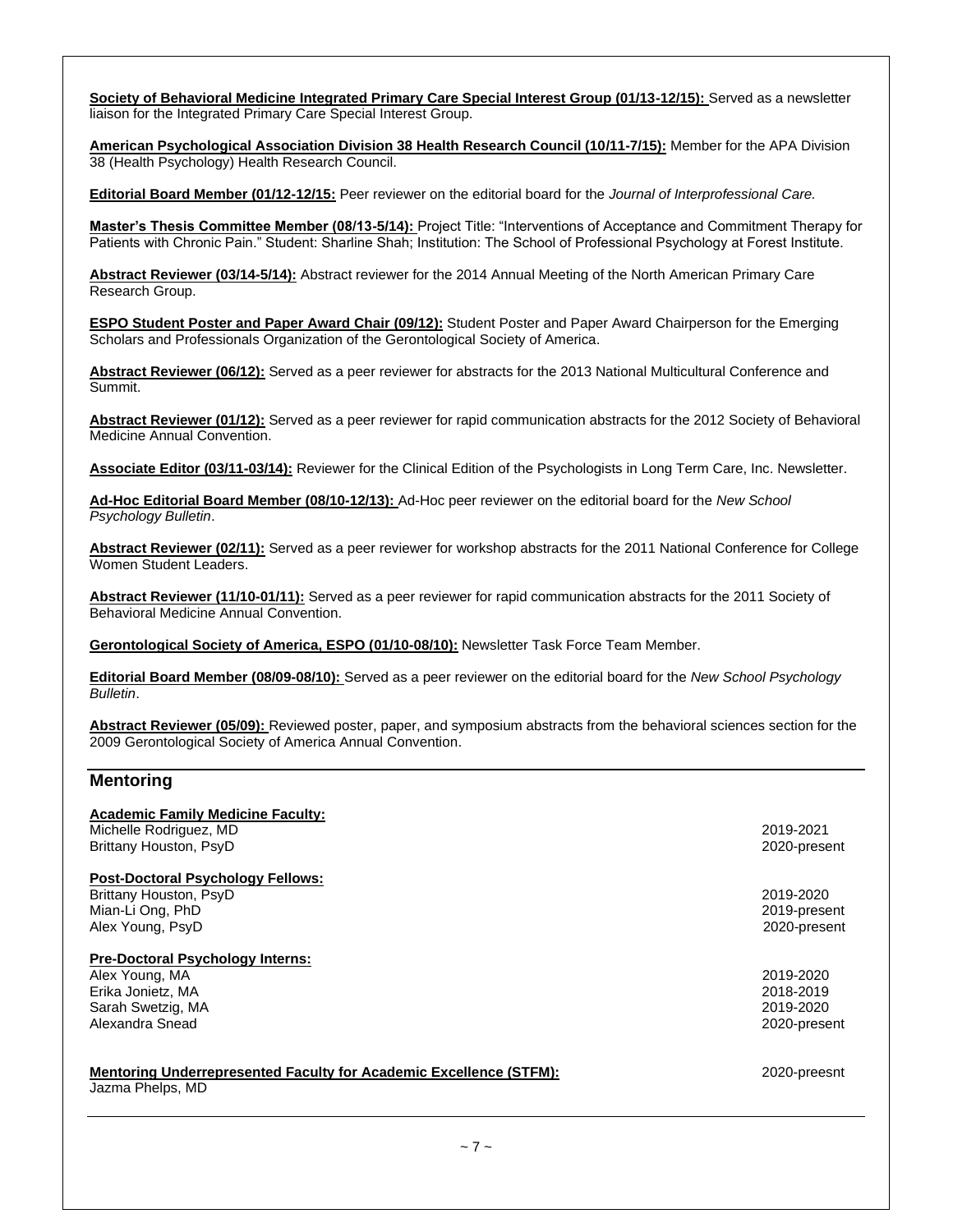**Society of Behavioral Medicine Integrated Primary Care Special Interest Group (01/13-12/15):** Served as a newsletter liaison for the Integrated Primary Care Special Interest Group.

**American Psychological Association Division 38 Health Research Council (10/11-7/15):** Member for the APA Division 38 (Health Psychology) Health Research Council.

**Editorial Board Member (01/12-12/15):** Peer reviewer on the editorial board for the *Journal of Interprofessional Care.*

**Master's Thesis Committee Member (08/13-5/14):** Project Title: "Interventions of Acceptance and Commitment Therapy for Patients with Chronic Pain." Student: Sharline Shah; Institution: The School of Professional Psychology at Forest Institute.

**Abstract Reviewer (03/14-5/14):** Abstract reviewer for the 2014 Annual Meeting of the North American Primary Care Research Group.

**ESPO Student Poster and Paper Award Chair (09/12):** Student Poster and Paper Award Chairperson for the Emerging Scholars and Professionals Organization of the Gerontological Society of America.

**Abstract Reviewer (06/12):** Served as a peer reviewer for abstracts for the 2013 National Multicultural Conference and Summit.

**Abstract Reviewer (01/12):** Served as a peer reviewer for rapid communication abstracts for the 2012 Society of Behavioral Medicine Annual Convention.

**Associate Editor (03/11-03/14):** Reviewer for the Clinical Edition of the Psychologists in Long Term Care, Inc. Newsletter.

**Ad-Hoc Editorial Board Member (08/10-12/13):** Ad-Hoc peer reviewer on the editorial board for the *New School Psychology Bulletin*.

**Abstract Reviewer (02/11):** Served as a peer reviewer for workshop abstracts for the 2011 National Conference for College Women Student Leaders.

**Abstract Reviewer (11/10-01/11):** Served as a peer reviewer for rapid communication abstracts for the 2011 Society of Behavioral Medicine Annual Convention.

**Gerontological Society of America, ESPO (01/10-08/10):** Newsletter Task Force Team Member.

**Editorial Board Member (08/09-08/10):** Served as a peer reviewer on the editorial board for the *New School Psychology Bulletin*.

**Abstract Reviewer (05/09):** Reviewed poster, paper, and symposium abstracts from the behavioral sciences section for the 2009 Gerontological Society of America Annual Convention.

## Mentoring

**Academic Family Medicine Faculty:**

Michelle Rodriguez, MD — 2019-2021
Brittany Houston, PsyD — 2020-present

**Post-Doctoral Psychology Fellows:**

Brittany Houston, PsyD — 2019-2020
Mian-Li Ong, PhD — 2019-present
Alex Young, PsyD — 2020-present

**Pre-Doctoral Psychology Interns:**

Alex Young, MA — 2019-2020
Erika Jonietz, MA — 2018-2019
Sarah Swetzig, MA — 2019-2020
Alexandra Snead — 2020-present

**Mentoring Underrepresented Faculty for Academic Excellence (STFM):** — 2020-preesnt
Jazma Phelps, MD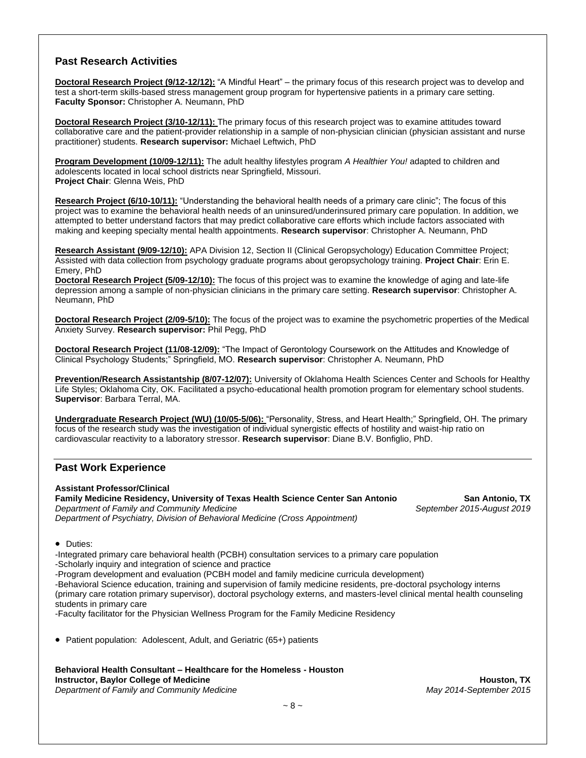## Past Research Activities

**Doctoral Research Project (9/12-12/12):** "A Mindful Heart" – the primary focus of this research project was to develop and test a short-term skills-based stress management group program for hypertensive patients in a primary care setting. **Faculty Sponsor:** Christopher A. Neumann, PhD

**Doctoral Research Project (3/10-12/11):** The primary focus of this research project was to examine attitudes toward collaborative care and the patient-provider relationship in a sample of non-physician clinician (physician assistant and nurse practitioner) students. **Research supervisor:** Michael Leftwich, PhD

**Program Development (10/09-12/11):** The adult healthy lifestyles program *A Healthier You!* adapted to children and adolescents located in local school districts near Springfield, Missouri.
**Project Chair**: Glenna Weis, PhD

**Research Project (6/10-10/11):** "Understanding the behavioral health needs of a primary care clinic"; The focus of this project was to examine the behavioral health needs of an uninsured/underinsured primary care population. In addition, we attempted to better understand factors that may predict collaborative care efforts which include factors associated with making and keeping specialty mental health appointments. **Research supervisor**: Christopher A. Neumann, PhD

**Research Assistant (9/09-12/10):** APA Division 12, Section II (Clinical Geropsychology) Education Committee Project; Assisted with data collection from psychology graduate programs about geropsychology training. **Project Chair**: Erin E. Emery, PhD
**Doctoral Research Project (5/09-12/10):** The focus of this project was to examine the knowledge of aging and late-life depression among a sample of non-physician clinicians in the primary care setting. **Research supervisor**: Christopher A. Neumann, PhD

**Doctoral Research Project (2/09-5/10):** The focus of the project was to examine the psychometric properties of the Medical Anxiety Survey. **Research supervisor:** Phil Pegg, PhD

**Doctoral Research Project (11/08-12/09):** "The Impact of Gerontology Coursework on the Attitudes and Knowledge of Clinical Psychology Students;" Springfield, MO. **Research supervisor**: Christopher A. Neumann, PhD

**Prevention/Research Assistantship (8/07-12/07):** University of Oklahoma Health Sciences Center and Schools for Healthy Life Styles; Oklahoma City, OK. Facilitated a psycho-educational health promotion program for elementary school students. **Supervisor**: Barbara Terral, MA.

**Undergraduate Research Project (WU) (10/05-5/06):** "Personality, Stress, and Heart Health;" Springfield, OH. The primary focus of the research study was the investigation of individual synergistic effects of hostility and waist-hip ratio on cardiovascular reactivity to a laboratory stressor. **Research supervisor**: Diane B.V. Bonfiglio, PhD.

## Past Work Experience

**Assistant Professor/Clinical**
**Family Medicine Residency, University of Texas Health Science Center San Antonio** — **San Antonio, TX**
*Department of Family and Community Medicine* — *September 2015-August 2019*
*Department of Psychiatry, Division of Behavioral Medicine (Cross Appointment)*

- Duties:

-Integrated primary care behavioral health (PCBH) consultation services to a primary care population
-Scholarly inquiry and integration of science and practice
-Program development and evaluation (PCBH model and family medicine curricula development)
-Behavioral Science education, training and supervision of family medicine residents, pre-doctoral psychology interns (primary care rotation primary supervisor), doctoral psychology externs, and masters-level clinical mental health counseling students in primary care
-Faculty facilitator for the Physician Wellness Program for the Family Medicine Residency

- Patient population: Adolescent, Adult, and Geriatric (65+) patients

**Behavioral Health Consultant – Healthcare for the Homeless - Houston**
**Instructor, Baylor College of Medicine** — **Houston, TX**
*Department of Family and Community Medicine* — *May 2014-September 2015*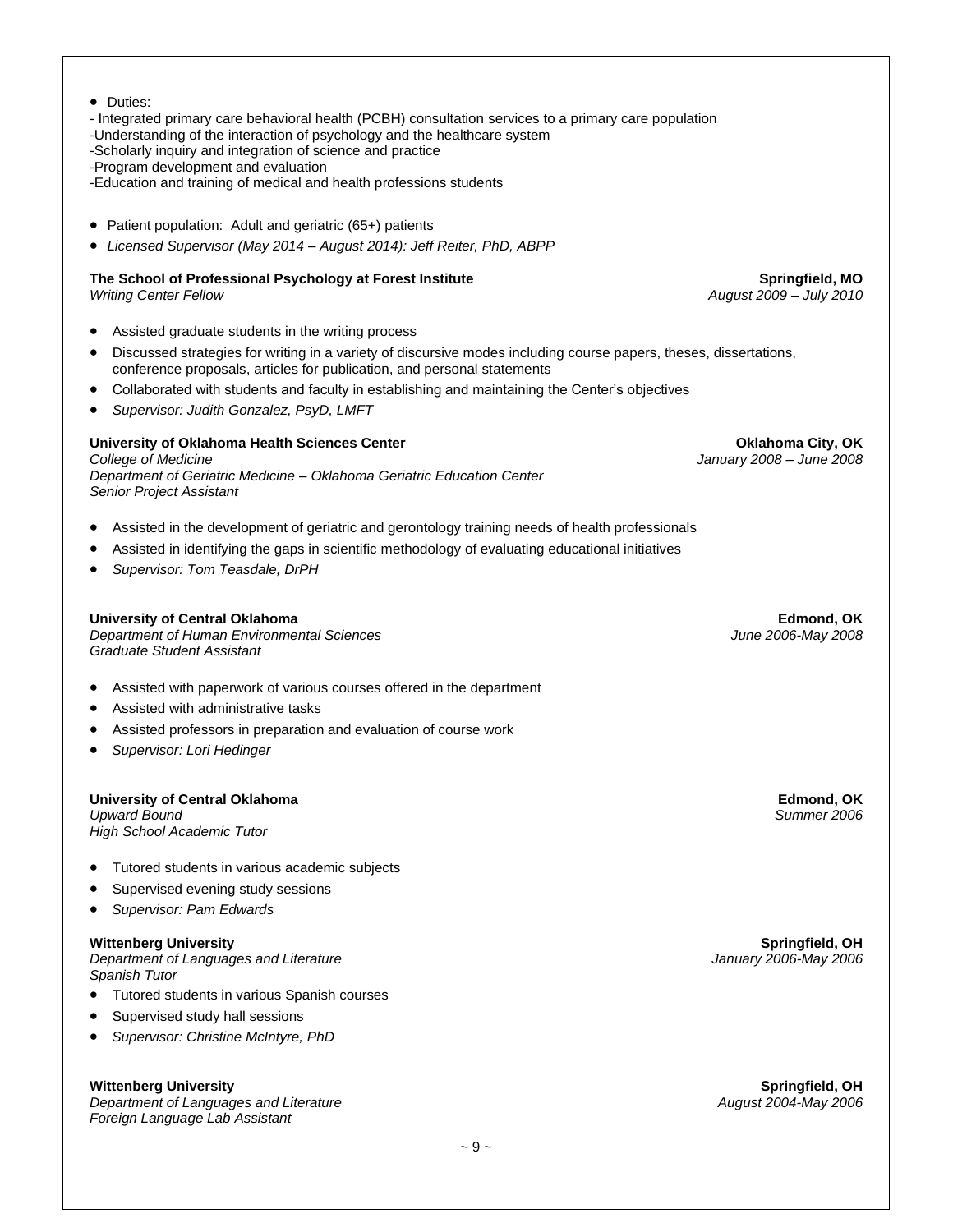- Duties:

- Integrated primary care behavioral health (PCBH) consultation services to a primary care population
-Understanding of the interaction of psychology and the healthcare system
-Scholarly inquiry and integration of science and practice
-Program development and evaluation
-Education and training of medical and health professions students

- Patient population: Adult and geriatric (65+) patients
- *Licensed Supervisor (May 2014 – August 2014): Jeff Reiter, PhD, ABPP*

**The School of Professional Psychology at Forest Institute** — **Springfield, MO**
*Writing Center Fellow* — *August 2009 – July 2010*

- Assisted graduate students in the writing process
- Discussed strategies for writing in a variety of discursive modes including course papers, theses, dissertations, conference proposals, articles for publication, and personal statements
- Collaborated with students and faculty in establishing and maintaining the Center's objectives
- *Supervisor: Judith Gonzalez, PsyD, LMFT*

**University of Oklahoma Health Sciences Center** — **Oklahoma City, OK**
*College of Medicine* — *January 2008 – June 2008*
*Department of Geriatric Medicine – Oklahoma Geriatric Education Center*
*Senior Project Assistant*

- Assisted in the development of geriatric and gerontology training needs of health professionals
- Assisted in identifying the gaps in scientific methodology of evaluating educational initiatives
- *Supervisor: Tom Teasdale, DrPH*

**University of Central Oklahoma** — **Edmond, OK**
*Department of Human Environmental Sciences* — *June 2006-May 2008*
*Graduate Student Assistant*

- Assisted with paperwork of various courses offered in the department
- Assisted with administrative tasks
- Assisted professors in preparation and evaluation of course work
- *Supervisor: Lori Hedinger*

**University of Central Oklahoma** — **Edmond, OK**
*Upward Bound* — *Summer 2006*
*High School Academic Tutor*

- Tutored students in various academic subjects
- Supervised evening study sessions
- *Supervisor: Pam Edwards*

**Wittenberg University** — **Springfield, OH**
*Department of Languages and Literature* — *January 2006-May 2006*
*Spanish Tutor*

- Tutored students in various Spanish courses
- Supervised study hall sessions
- *Supervisor: Christine McIntyre, PhD*

**Wittenberg University** — **Springfield, OH**
*Department of Languages and Literature* — *August 2004-May 2006*
*Foreign Language Lab Assistant*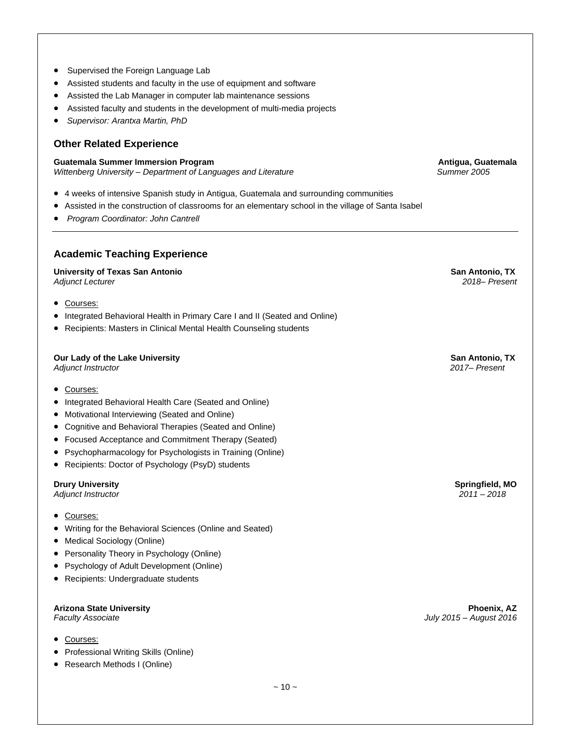- Supervised the Foreign Language Lab
- Assisted students and faculty in the use of equipment and software
- Assisted the Lab Manager in computer lab maintenance sessions
- Assisted faculty and students in the development of multi-media projects
- *Supervisor: Arantxa Martin, PhD*

### Other Related Experience

**Guatemala Summer Immersion Program** — **Antigua, Guatemala**
*Wittenberg University – Department of Languages and Literature* — *Summer 2005*

- 4 weeks of intensive Spanish study in Antigua, Guatemala and surrounding communities
- Assisted in the construction of classrooms for an elementary school in the village of Santa Isabel
- *Program Coordinator: John Cantrell*

---

### Academic Teaching Experience

**University of Texas San Antonio** — **San Antonio, TX**
*Adjunct Lecturer* — *2018– Present*

- Courses:
- Integrated Behavioral Health in Primary Care I and II (Seated and Online)
- Recipients: Masters in Clinical Mental Health Counseling students

**Our Lady of the Lake University** — **San Antonio, TX**
*Adjunct Instructor* — *2017– Present*

- Courses:
- Integrated Behavioral Health Care (Seated and Online)
- Motivational Interviewing (Seated and Online)
- Cognitive and Behavioral Therapies (Seated and Online)
- Focused Acceptance and Commitment Therapy (Seated)
- Psychopharmacology for Psychologists in Training (Online)
- Recipients: Doctor of Psychology (PsyD) students

**Drury University** — **Springfield, MO**
*Adjunct Instructor* — *2011 – 2018*

- Courses:
- Writing for the Behavioral Sciences (Online and Seated)
- Medical Sociology (Online)
- Personality Theory in Psychology (Online)
- Psychology of Adult Development (Online)
- Recipients: Undergraduate students

**Arizona State University** — **Phoenix, AZ**
*Faculty Associate* — *July 2015 – August 2016*

- Courses:
- Professional Writing Skills (Online)
- Research Methods I (Online)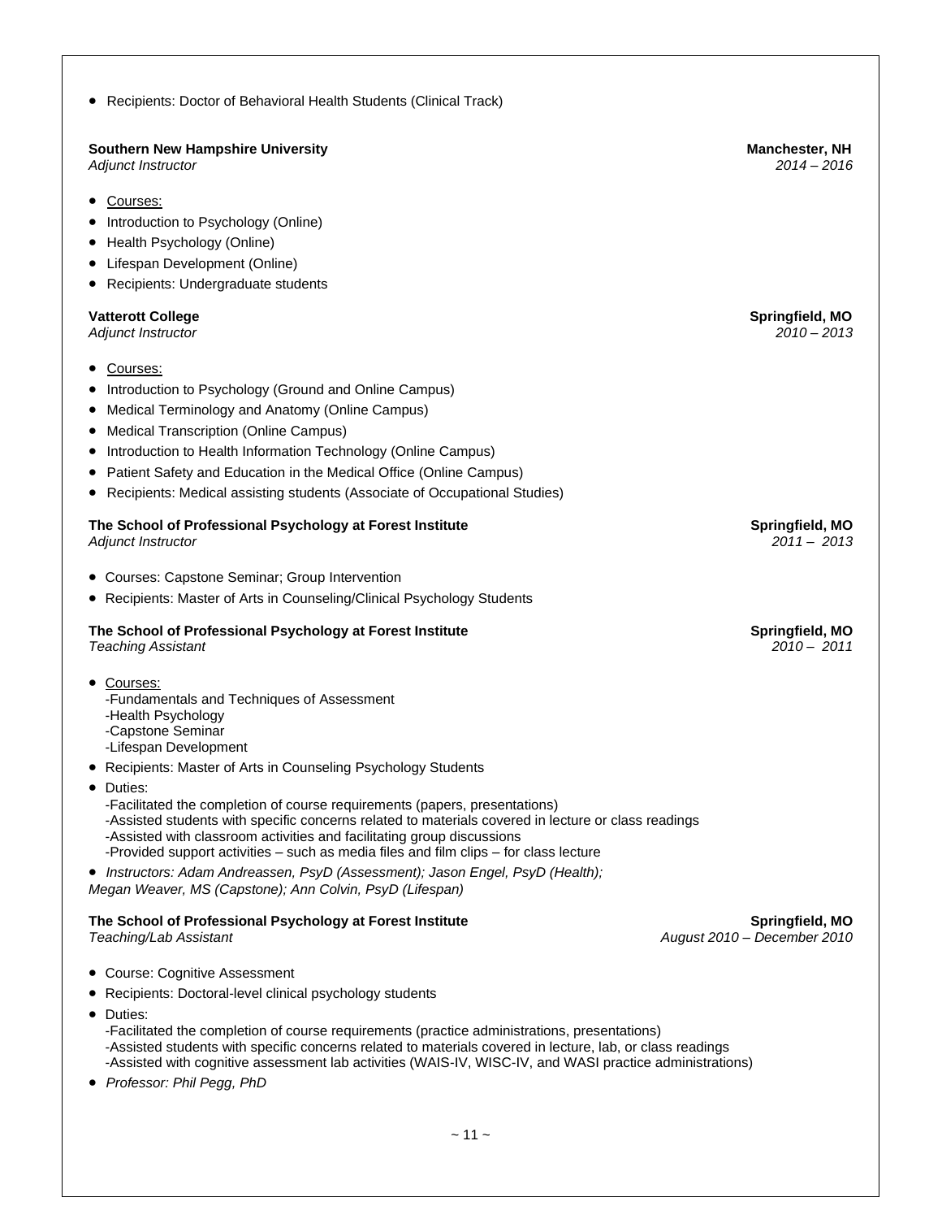- Recipients: Doctor of Behavioral Health Students (Clinical Track)

**Southern New Hampshire University** **Manchester, NH**
*Adjunct Instructor* *2014 – 2016*

- Courses:
- Introduction to Psychology (Online)
- Health Psychology (Online)
- Lifespan Development (Online)
- Recipients: Undergraduate students

**Vatterott College** **Springfield, MO**
*Adjunct Instructor* *2010 – 2013*

- Courses:
- Introduction to Psychology (Ground and Online Campus)
- Medical Terminology and Anatomy (Online Campus)
- Medical Transcription (Online Campus)
- Introduction to Health Information Technology (Online Campus)
- Patient Safety and Education in the Medical Office (Online Campus)
- Recipients: Medical assisting students (Associate of Occupational Studies)

**The School of Professional Psychology at Forest Institute** **Springfield, MO**
*Adjunct Instructor* *2011 – 2013*

- Courses: Capstone Seminar; Group Intervention
- Recipients: Master of Arts in Counseling/Clinical Psychology Students

**The School of Professional Psychology at Forest Institute** **Springfield, MO**
*Teaching Assistant* *2010 – 2011*

- Courses:
  -Fundamentals and Techniques of Assessment
  -Health Psychology
  -Capstone Seminar
  -Lifespan Development
- Recipients: Master of Arts in Counseling Psychology Students
- Duties:
  -Facilitated the completion of course requirements (papers, presentations)
  -Assisted students with specific concerns related to materials covered in lecture or class readings
  -Assisted with classroom activities and facilitating group discussions
  -Provided support activities – such as media files and film clips – for class lecture
- *Instructors: Adam Andreassen, PsyD (Assessment); Jason Engel, PsyD (Health); Megan Weaver, MS (Capstone); Ann Colvin, PsyD (Lifespan)*

**The School of Professional Psychology at Forest Institute** **Springfield, MO**
*Teaching/Lab Assistant* *August 2010 – December 2010*

- Course: Cognitive Assessment
- Recipients: Doctoral-level clinical psychology students
- Duties:
  -Facilitated the completion of course requirements (practice administrations, presentations)
  -Assisted students with specific concerns related to materials covered in lecture, lab, or class readings
  -Assisted with cognitive assessment lab activities (WAIS-IV, WISC-IV, and WASI practice administrations)
- *Professor: Phil Pegg, PhD*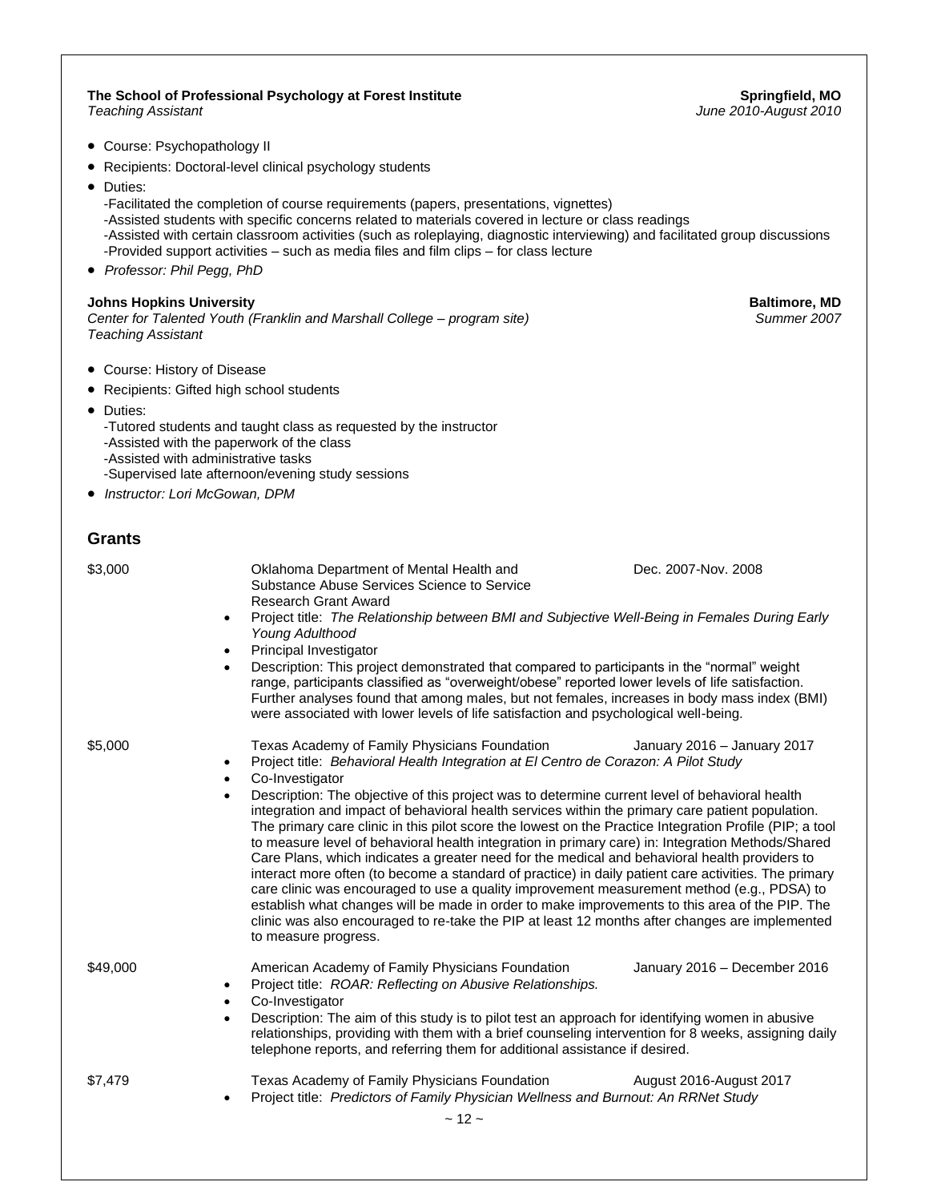**The School of Professional Psychology at Forest Institute** — **Springfield, MO**
*Teaching Assistant* — *June 2010-August 2010*

- Course: Psychopathology II
- Recipients: Doctoral-level clinical psychology students
- Duties:
  -Facilitated the completion of course requirements (papers, presentations, vignettes)
  -Assisted students with specific concerns related to materials covered in lecture or class readings
  -Assisted with certain classroom activities (such as roleplaying, diagnostic interviewing) and facilitated group discussions
  -Provided support activities – such as media files and film clips – for class lecture
- *Professor: Phil Pegg, PhD*

**Johns Hopkins University** — **Baltimore, MD**
*Center for Talented Youth (Franklin and Marshall College – program site)* — *Summer 2007*
*Teaching Assistant*

- Course: History of Disease
- Recipients: Gifted high school students
- Duties:
  -Tutored students and taught class as requested by the instructor
  -Assisted with the paperwork of the class
  -Assisted with administrative tasks
  -Supervised late afternoon/evening study sessions
- *Instructor: Lori McGowan, DPM*

## Grants

**$3,000** — Oklahoma Department of Mental Health and Substance Abuse Services Science to Service Research Grant Award — Dec. 2007-Nov. 2008

- Project title: *The Relationship between BMI and Subjective Well-Being in Females During Early Young Adulthood*
- Principal Investigator
- Description: This project demonstrated that compared to participants in the "normal" weight range, participants classified as "overweight/obese" reported lower levels of life satisfaction. Further analyses found that among males, but not females, increases in body mass index (BMI) were associated with lower levels of life satisfaction and psychological well-being.

**$5,000** — Texas Academy of Family Physicians Foundation — January 2016 – January 2017

- Project title: *Behavioral Health Integration at El Centro de Corazon: A Pilot Study*
- Co-Investigator
- Description: The objective of this project was to determine current level of behavioral health integration and impact of behavioral health services within the primary care patient population. The primary care clinic in this pilot score the lowest on the Practice Integration Profile (PIP; a tool to measure level of behavioral health integration in primary care) in: Integration Methods/Shared Care Plans, which indicates a greater need for the medical and behavioral health providers to interact more often (to become a standard of practice) in daily patient care activities. The primary care clinic was encouraged to use a quality improvement measurement method (e.g., PDSA) to establish what changes will be made in order to make improvements to this area of the PIP. The clinic was also encouraged to re-take the PIP at least 12 months after changes are implemented to measure progress.

**$49,000** — American Academy of Family Physicians Foundation — January 2016 – December 2016

- Project title: *ROAR: Reflecting on Abusive Relationships.*
- Co-Investigator
- Description: The aim of this study is to pilot test an approach for identifying women in abusive relationships, providing with them with a brief counseling intervention for 8 weeks, assigning daily telephone reports, and referring them for additional assistance if desired.

**$7,479** — Texas Academy of Family Physicians Foundation — August 2016-August 2017

- Project title: *Predictors of Family Physician Wellness and Burnout: An RRNet Study*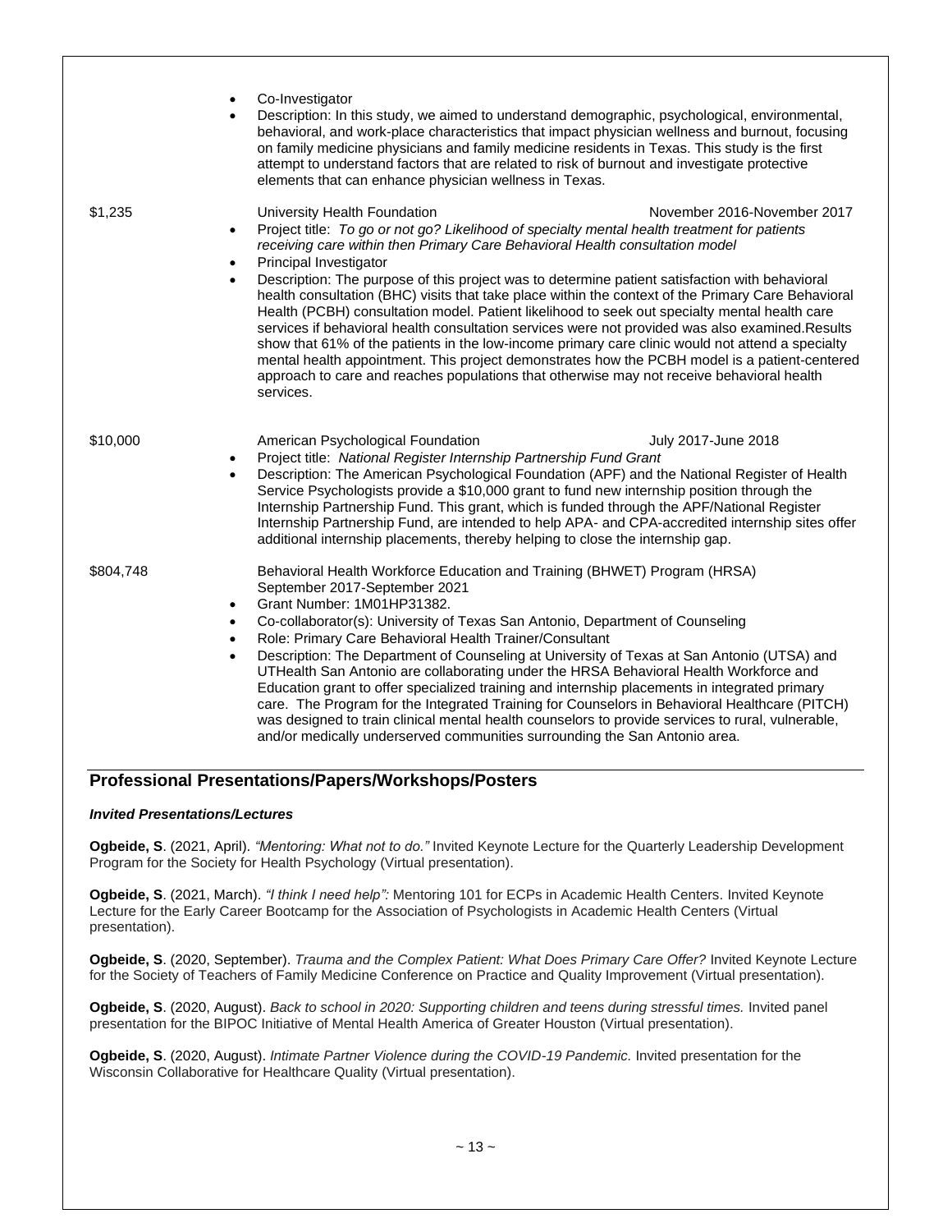- Co-Investigator
- Description: In this study, we aimed to understand demographic, psychological, environmental, behavioral, and work-place characteristics that impact physician wellness and burnout, focusing on family medicine physicians and family medicine residents in Texas. This study is the first attempt to understand factors that are related to risk of burnout and investigate protective elements that can enhance physician wellness in Texas.

$1,235 — University Health Foundation — November 2016-November 2017

- Project title: *To go or not go? Likelihood of specialty mental health treatment for patients receiving care within then Primary Care Behavioral Health consultation model*
- Principal Investigator
- Description: The purpose of this project was to determine patient satisfaction with behavioral health consultation (BHC) visits that take place within the context of the Primary Care Behavioral Health (PCBH) consultation model. Patient likelihood to seek out specialty mental health care services if behavioral health consultation services were not provided was also examined.Results show that 61% of the patients in the low-income primary care clinic would not attend a specialty mental health appointment. This project demonstrates how the PCBH model is a patient-centered approach to care and reaches populations that otherwise may not receive behavioral health services.

$10,000 — American Psychological Foundation — July 2017-June 2018

- Project title: *National Register Internship Partnership Fund Grant*
- Description: The American Psychological Foundation (APF) and the National Register of Health Service Psychologists provide a $10,000 grant to fund new internship position through the Internship Partnership Fund. This grant, which is funded through the APF/National Register Internship Partnership Fund, are intended to help APA- and CPA-accredited internship sites offer additional internship placements, thereby helping to close the internship gap.

$804,748 — Behavioral Health Workforce Education and Training (BHWET) Program (HRSA) — September 2017-September 2021

- Grant Number: 1M01HP31382.
- Co-collaborator(s): University of Texas San Antonio, Department of Counseling
- Role: Primary Care Behavioral Health Trainer/Consultant
- Description: The Department of Counseling at University of Texas at San Antonio (UTSA) and UTHealth San Antonio are collaborating under the HRSA Behavioral Health Workforce and Education grant to offer specialized training and internship placements in integrated primary care. The Program for the Integrated Training for Counselors in Behavioral Healthcare (PITCH) was designed to train clinical mental health counselors to provide services to rural, vulnerable, and/or medically underserved communities surrounding the San Antonio area.

## Professional Presentations/Papers/Workshops/Posters

### *Invited Presentations/Lectures*

**Ogbeide, S**. (2021, April). *"Mentoring: What not to do."* Invited Keynote Lecture for the Quarterly Leadership Development Program for the Society for Health Psychology (Virtual presentation).

**Ogbeide, S**. (2021, March). *"I think I need help":* Mentoring 101 for ECPs in Academic Health Centers. Invited Keynote Lecture for the Early Career Bootcamp for the Association of Psychologists in Academic Health Centers (Virtual presentation).

**Ogbeide, S**. (2020, September). *Trauma and the Complex Patient: What Does Primary Care Offer?* Invited Keynote Lecture for the Society of Teachers of Family Medicine Conference on Practice and Quality Improvement (Virtual presentation).

**Ogbeide, S**. (2020, August). *Back to school in 2020: Supporting children and teens during stressful times.* Invited panel presentation for the BIPOC Initiative of Mental Health America of Greater Houston (Virtual presentation).

**Ogbeide, S**. (2020, August). *Intimate Partner Violence during the COVID-19 Pandemic.* Invited presentation for the Wisconsin Collaborative for Healthcare Quality (Virtual presentation).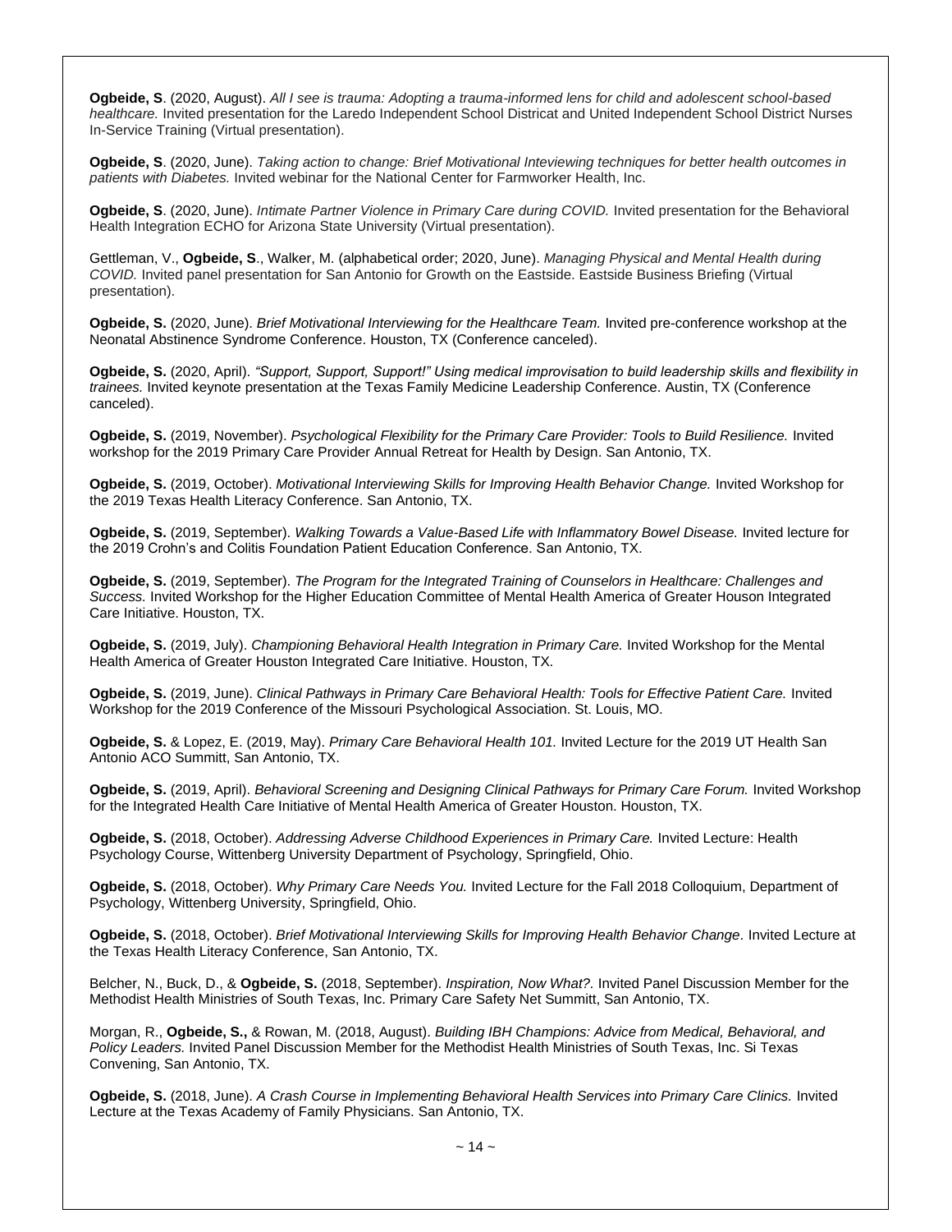**Ogbeide, S**. (2020, August). *All I see is trauma: Adopting a trauma-informed lens for child and adolescent school-based healthcare.* Invited presentation for the Laredo Independent School Districat and United Independent School District Nurses In-Service Training (Virtual presentation).

**Ogbeide, S**. (2020, June). *Taking action to change: Brief Motivational Inteviewing techniques for better health outcomes in patients with Diabetes.* Invited webinar for the National Center for Farmworker Health, Inc.

**Ogbeide, S**. (2020, June). *Intimate Partner Violence in Primary Care during COVID.* Invited presentation for the Behavioral Health Integration ECHO for Arizona State University (Virtual presentation).

Gettleman, V., **Ogbeide, S**., Walker, M. (alphabetical order; 2020, June). *Managing Physical and Mental Health during COVID.* Invited panel presentation for San Antonio for Growth on the Eastside. Eastside Business Briefing (Virtual presentation).

**Ogbeide, S.** (2020, June). *Brief Motivational Interviewing for the Healthcare Team.* Invited pre-conference workshop at the Neonatal Abstinence Syndrome Conference. Houston, TX (Conference canceled).

**Ogbeide, S.** (2020, April). *"Support, Support, Support!" Using medical improvisation to build leadership skills and flexibility in trainees.* Invited keynote presentation at the Texas Family Medicine Leadership Conference. Austin, TX (Conference canceled).

**Ogbeide, S.** (2019, November). *Psychological Flexibility for the Primary Care Provider: Tools to Build Resilience.* Invited workshop for the 2019 Primary Care Provider Annual Retreat for Health by Design. San Antonio, TX.

**Ogbeide, S.** (2019, October). *Motivational Interviewing Skills for Improving Health Behavior Change.* Invited Workshop for the 2019 Texas Health Literacy Conference. San Antonio, TX.

**Ogbeide, S.** (2019, September). *Walking Towards a Value-Based Life with Inflammatory Bowel Disease.* Invited lecture for the 2019 Crohn's and Colitis Foundation Patient Education Conference. San Antonio, TX.

**Ogbeide, S.** (2019, September). *The Program for the Integrated Training of Counselors in Healthcare: Challenges and Success.* Invited Workshop for the Higher Education Committee of Mental Health America of Greater Houson Integrated Care Initiative. Houston, TX.

**Ogbeide, S.** (2019, July). *Championing Behavioral Health Integration in Primary Care.* Invited Workshop for the Mental Health America of Greater Houston Integrated Care Initiative. Houston, TX.

**Ogbeide, S.** (2019, June). *Clinical Pathways in Primary Care Behavioral Health: Tools for Effective Patient Care.* Invited Workshop for the 2019 Conference of the Missouri Psychological Association. St. Louis, MO.

**Ogbeide, S.** & Lopez, E. (2019, May). *Primary Care Behavioral Health 101.* Invited Lecture for the 2019 UT Health San Antonio ACO Summitt, San Antonio, TX.

**Ogbeide, S.** (2019, April). *Behavioral Screening and Designing Clinical Pathways for Primary Care Forum.* Invited Workshop for the Integrated Health Care Initiative of Mental Health America of Greater Houston. Houston, TX.

**Ogbeide, S.** (2018, October). *Addressing Adverse Childhood Experiences in Primary Care.* Invited Lecture: Health Psychology Course, Wittenberg University Department of Psychology, Springfield, Ohio.

**Ogbeide, S.** (2018, October). *Why Primary Care Needs You.* Invited Lecture for the Fall 2018 Colloquium, Department of Psychology, Wittenberg University, Springfield, Ohio.

**Ogbeide, S.** (2018, October). *Brief Motivational Interviewing Skills for Improving Health Behavior Change*. Invited Lecture at the Texas Health Literacy Conference, San Antonio, TX.

Belcher, N., Buck, D., & **Ogbeide, S.** (2018, September). *Inspiration, Now What?.* Invited Panel Discussion Member for the Methodist Health Ministries of South Texas, Inc. Primary Care Safety Net Summitt, San Antonio, TX.

Morgan, R., **Ogbeide, S.,** & Rowan, M. (2018, August). *Building IBH Champions: Advice from Medical, Behavioral, and Policy Leaders.* Invited Panel Discussion Member for the Methodist Health Ministries of South Texas, Inc. Si Texas Convening, San Antonio, TX.

**Ogbeide, S.** (2018, June). *A Crash Course in Implementing Behavioral Health Services into Primary Care Clinics.* Invited Lecture at the Texas Academy of Family Physicians. San Antonio, TX.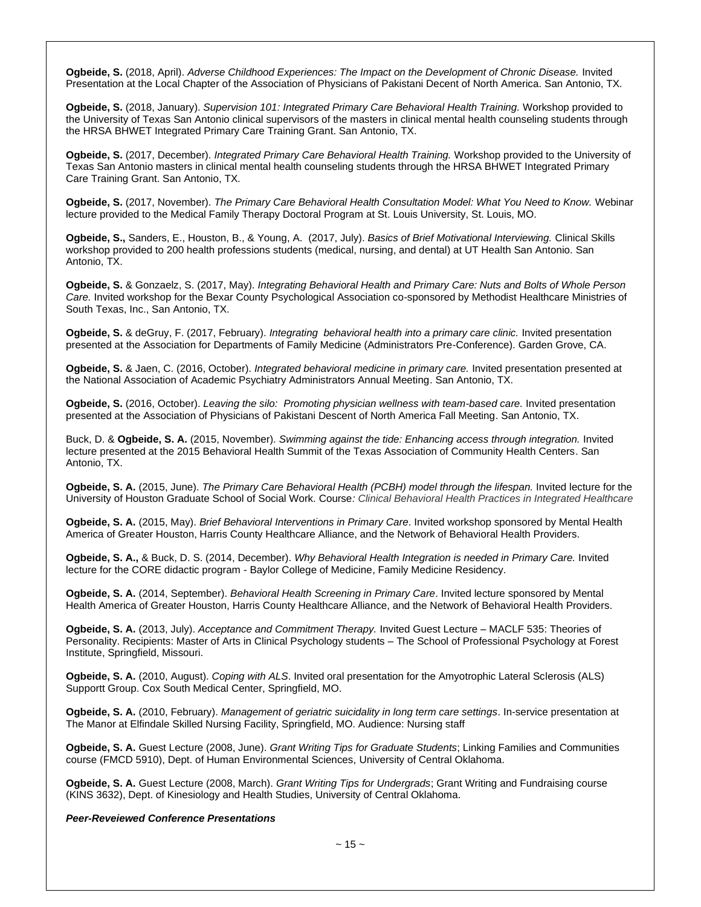**Ogbeide, S.** (2018, April). *Adverse Childhood Experiences: The Impact on the Development of Chronic Disease.* Invited Presentation at the Local Chapter of the Association of Physicians of Pakistani Decent of North America. San Antonio, TX.

**Ogbeide, S.** (2018, January). *Supervision 101: Integrated Primary Care Behavioral Health Training.* Workshop provided to the University of Texas San Antonio clinical supervisors of the masters in clinical mental health counseling students through the HRSA BHWET Integrated Primary Care Training Grant. San Antonio, TX.

**Ogbeide, S.** (2017, December). *Integrated Primary Care Behavioral Health Training.* Workshop provided to the University of Texas San Antonio masters in clinical mental health counseling students through the HRSA BHWET Integrated Primary Care Training Grant. San Antonio, TX.

**Ogbeide, S.** (2017, November). *The Primary Care Behavioral Health Consultation Model: What You Need to Know.* Webinar lecture provided to the Medical Family Therapy Doctoral Program at St. Louis University, St. Louis, MO.

**Ogbeide, S.,** Sanders, E., Houston, B., & Young, A. (2017, July). *Basics of Brief Motivational Interviewing.* Clinical Skills workshop provided to 200 health professions students (medical, nursing, and dental) at UT Health San Antonio. San Antonio, TX.

**Ogbeide, S.** & Gonzaelz, S. (2017, May). *Integrating Behavioral Health and Primary Care: Nuts and Bolts of Whole Person Care.* Invited workshop for the Bexar County Psychological Association co-sponsored by Methodist Healthcare Ministries of South Texas, Inc., San Antonio, TX.

**Ogbeide, S.** & deGruy, F. (2017, February). *Integrating behavioral health into a primary care clinic.* Invited presentation presented at the Association for Departments of Family Medicine (Administrators Pre-Conference). Garden Grove, CA.

**Ogbeide, S.** & Jaen, C. (2016, October). *Integrated behavioral medicine in primary care.* Invited presentation presented at the National Association of Academic Psychiatry Administrators Annual Meeting. San Antonio, TX.

**Ogbeide, S.** (2016, October). *Leaving the silo: Promoting physician wellness with team-based care.* Invited presentation presented at the Association of Physicians of Pakistani Descent of North America Fall Meeting. San Antonio, TX.

Buck, D. & **Ogbeide, S. A.** (2015, November). *Swimming against the tide: Enhancing access through integration.* Invited lecture presented at the 2015 Behavioral Health Summit of the Texas Association of Community Health Centers. San Antonio, TX.

**Ogbeide, S. A.** (2015, June). *The Primary Care Behavioral Health (PCBH) model through the lifespan.* Invited lecture for the University of Houston Graduate School of Social Work. Course*: Clinical Behavioral Health Practices in Integrated Healthcare*

**Ogbeide, S. A.** (2015, May). *Brief Behavioral Interventions in Primary Care*. Invited workshop sponsored by Mental Health America of Greater Houston, Harris County Healthcare Alliance, and the Network of Behavioral Health Providers.

**Ogbeide, S. A.,** & Buck, D. S. (2014, December). *Why Behavioral Health Integration is needed in Primary Care.* Invited lecture for the CORE didactic program - Baylor College of Medicine, Family Medicine Residency.

**Ogbeide, S. A.** (2014, September). *Behavioral Health Screening in Primary Care*. Invited lecture sponsored by Mental Health America of Greater Houston, Harris County Healthcare Alliance, and the Network of Behavioral Health Providers.

**Ogbeide, S. A.** (2013, July). *Acceptance and Commitment Therapy.* Invited Guest Lecture – MACLF 535: Theories of Personality. Recipients: Master of Arts in Clinical Psychology students – The School of Professional Psychology at Forest Institute, Springfield, Missouri.

**Ogbeide, S. A.** (2010, August). *Coping with ALS*. Invited oral presentation for the Amyotrophic Lateral Sclerosis (ALS) Supportt Group. Cox South Medical Center, Springfield, MO.

**Ogbeide, S. A.** (2010, February). *Management of geriatric suicidality in long term care settings*. In-service presentation at The Manor at Elfindale Skilled Nursing Facility, Springfield, MO. Audience: Nursing staff

**Ogbeide, S. A.** Guest Lecture (2008, June). *Grant Writing Tips for Graduate Students*; Linking Families and Communities course (FMCD 5910), Dept. of Human Environmental Sciences, University of Central Oklahoma.

**Ogbeide, S. A.** Guest Lecture (2008, March). *Grant Writing Tips for Undergrads*; Grant Writing and Fundraising course (KINS 3632), Dept. of Kinesiology and Health Studies, University of Central Oklahoma.

***Peer-Reveiewed Conference Presentations***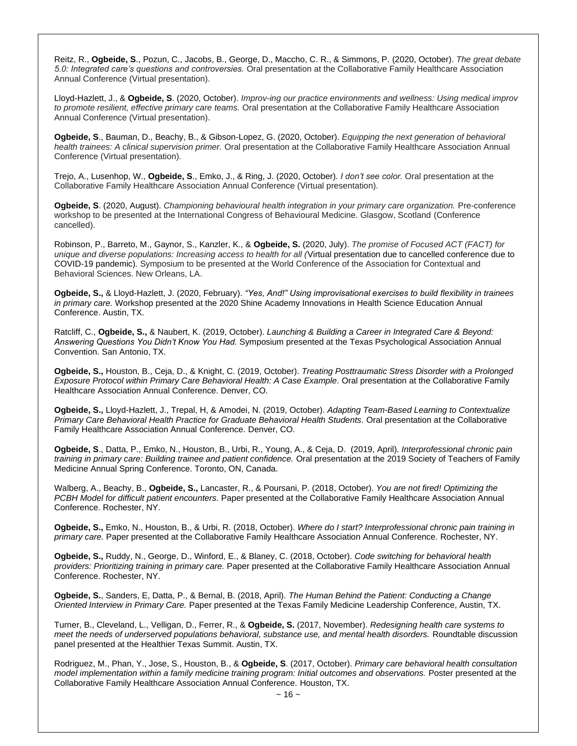Reitz, R., **Ogbeide, S**., Pozun, C., Jacobs, B., George, D., Maccho, C. R., & Simmons, P. (2020, October). *The great debate 5.0: Integrated care's questions and controversies.* Oral presentation at the Collaborative Family Healthcare Association Annual Conference (Virtual presentation).

Lloyd-Hazlett, J., & **Ogbeide, S**. (2020, October). *Improv-ing our practice environments and wellness: Using medical improv to promote resilient, effective primary care teams.* Oral presentation at the Collaborative Family Healthcare Association Annual Conference (Virtual presentation).

**Ogbeide, S**., Bauman, D., Beachy, B., & Gibson-Lopez, G. (2020, October). *Equipping the next generation of behavioral health trainees: A clinical supervision primer.* Oral presentation at the Collaborative Family Healthcare Association Annual Conference (Virtual presentation).

Trejo, A., Lusenhop, W., **Ogbeide, S**., Emko, J., & Ring, J. (2020, October). *I don't see color.* Oral presentation at the Collaborative Family Healthcare Association Annual Conference (Virtual presentation).

**Ogbeide, S**. (2020, August). *Championing behavioural health integration in your primary care organization.* Pre-conference workshop to be presented at the International Congress of Behavioural Medicine. Glasgow, Scotland (Conference cancelled).

Robinson, P., Barreto, M., Gaynor, S., Kanzler, K., & **Ogbeide, S.** (2020, July). *The promise of Focused ACT (FACT) for unique and diverse populations: Increasing access to health for all (*Virtual presentation due to cancelled conference due to COVID-19 pandemic). Symposium to be presented at the World Conference of the Association for Contextual and Behavioral Sciences. New Orleans, LA.

**Ogbeide, S.,** & Lloyd-Hazlett, J. (2020, February). *"Yes, And!" Using improvisational exercises to build flexibility in trainees in primary care.* Workshop presented at the 2020 Shine Academy Innovations in Health Science Education Annual Conference. Austin, TX.

Ratcliff, C., **Ogbeide, S.,** & Naubert, K. (2019, October). *Launching & Building a Career in Integrated Care & Beyond: Answering Questions You Didn't Know You Had.* Symposium presented at the Texas Psychological Association Annual Convention. San Antonio, TX.

**Ogbeide, S.,** Houston, B., Ceja, D., & Knight, C. (2019, October). *Treating Posttraumatic Stress Disorder with a Prolonged Exposure Protocol within Primary Care Behavioral Health: A Case Example*. Oral presentation at the Collaborative Family Healthcare Association Annual Conference. Denver, CO.

**Ogbeide, S.,** Lloyd-Hazlett, J., Trepal, H, & Amodei, N. (2019, October). *Adapting Team-Based Learning to Contextualize Primary Care Behavioral Health Practice for Graduate Behavioral Health Students*. Oral presentation at the Collaborative Family Healthcare Association Annual Conference. Denver, CO.

**Ogbeide, S**., Datta, P., Emko, N., Houston, B., Urbi, R., Young, A., & Ceja, D. (2019, April). *Interprofessional chronic pain training in primary care: Building trainee and patient confidence.* Oral presentation at the 2019 Society of Teachers of Family Medicine Annual Spring Conference. Toronto, ON, Canada.

Walberg, A., Beachy, B., **Ogbeide, S.,** Lancaster, R., & Poursani, P. (2018, October). *You are not fired! Optimizing the PCBH Model for difficult patient encounters.* Paper presented at the Collaborative Family Healthcare Association Annual Conference. Rochester, NY.

**Ogbeide, S.,** Emko, N., Houston, B., & Urbi, R. (2018, October). *Where do I start? Interprofessional chronic pain training in primary care.* Paper presented at the Collaborative Family Healthcare Association Annual Conference. Rochester, NY.

**Ogbeide, S.,** Ruddy, N., George, D., Winford, E., & Blaney, C. (2018, October). *Code switching for behavioral health providers: Prioritizing training in primary care.* Paper presented at the Collaborative Family Healthcare Association Annual Conference. Rochester, NY.

**Ogbeide, S.**, Sanders, E, Datta, P., & Bernal, B. (2018, April). *The Human Behind the Patient: Conducting a Change Oriented Interview in Primary Care.* Paper presented at the Texas Family Medicine Leadership Conference, Austin, TX.

Turner, B., Cleveland, L., Velligan, D., Ferrer, R., & **Ogbeide, S.** (2017, November). *Redesigning health care systems to meet the needs of underserved populations behavioral, substance use, and mental health disorders.* Roundtable discussion panel presented at the Healthier Texas Summit. Austin, TX.

Rodriguez, M., Phan, Y., Jose, S., Houston, B., & **Ogbeide, S**. (2017, October). *Primary care behavioral health consultation model implementation within a family medicine training program: Initial outcomes and observations.* Poster presented at the Collaborative Family Healthcare Association Annual Conference. Houston, TX.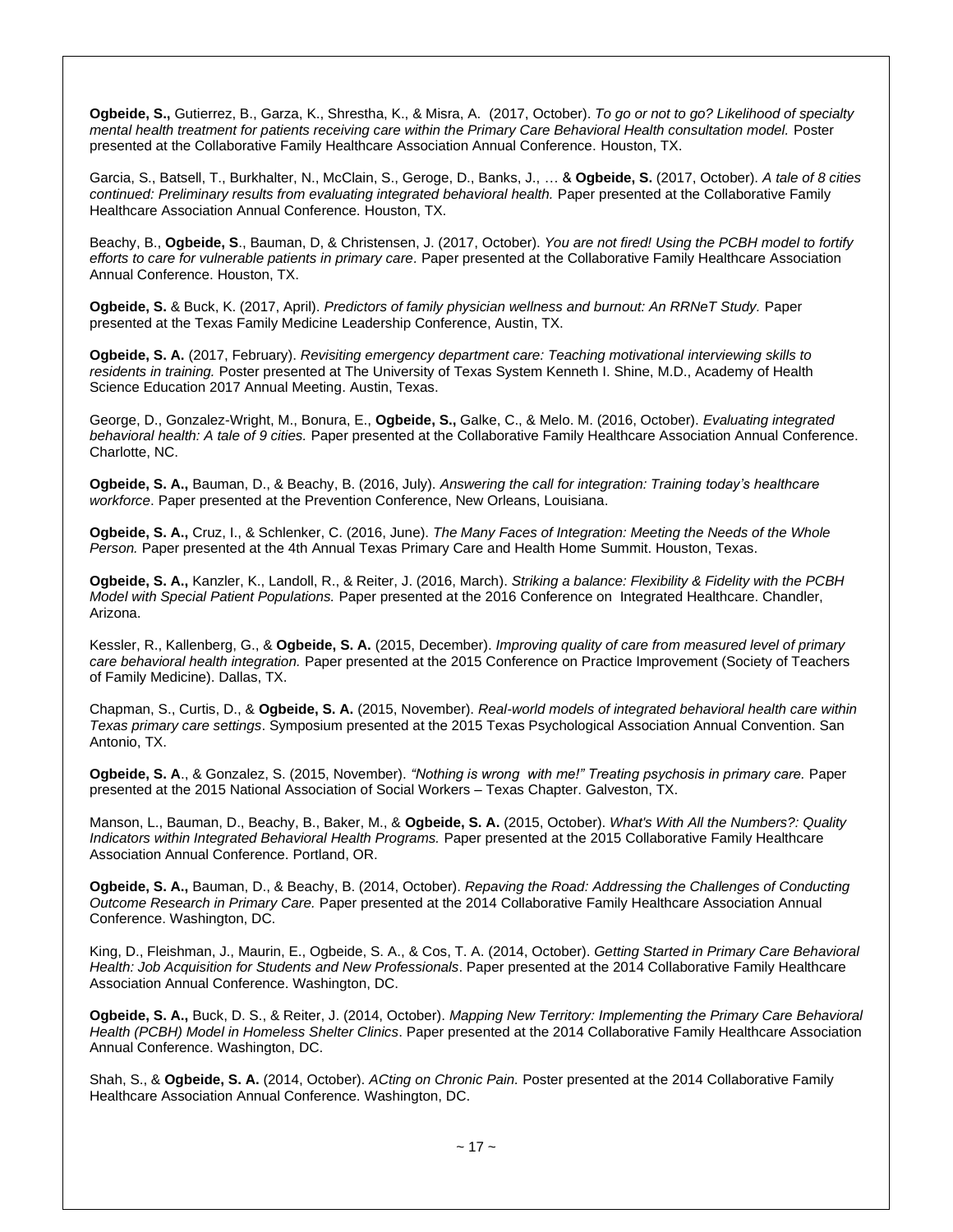**Ogbeide, S.,** Gutierrez, B., Garza, K., Shrestha, K., & Misra, A. (2017, October). *To go or not to go? Likelihood of specialty mental health treatment for patients receiving care within the Primary Care Behavioral Health consultation model.* Poster presented at the Collaborative Family Healthcare Association Annual Conference. Houston, TX.

Garcia, S., Batsell, T., Burkhalter, N., McClain, S., Geroge, D., Banks, J., … & **Ogbeide, S.** (2017, October). *A tale of 8 cities continued: Preliminary results from evaluating integrated behavioral health.* Paper presented at the Collaborative Family Healthcare Association Annual Conference. Houston, TX.

Beachy, B., **Ogbeide, S**., Bauman, D, & Christensen, J. (2017, October). *You are not fired! Using the PCBH model to fortify efforts to care for vulnerable patients in primary care.* Paper presented at the Collaborative Family Healthcare Association Annual Conference. Houston, TX.

**Ogbeide, S.** & Buck, K. (2017, April). *Predictors of family physician wellness and burnout: An RRNeT Study.* Paper presented at the Texas Family Medicine Leadership Conference, Austin, TX.

**Ogbeide, S. A.** (2017, February). *Revisiting emergency department care: Teaching motivational interviewing skills to residents in training.* Poster presented at The University of Texas System Kenneth I. Shine, M.D., Academy of Health Science Education 2017 Annual Meeting. Austin, Texas.

George, D., Gonzalez-Wright, M., Bonura, E., **Ogbeide, S.,** Galke, C., & Melo. M. (2016, October). *Evaluating integrated behavioral health: A tale of 9 cities.* Paper presented at the Collaborative Family Healthcare Association Annual Conference. Charlotte, NC.

**Ogbeide, S. A.,** Bauman, D., & Beachy, B. (2016, July). *Answering the call for integration: Training today's healthcare workforce*. Paper presented at the Prevention Conference, New Orleans, Louisiana.

**Ogbeide, S. A.,** Cruz, I., & Schlenker, C. (2016, June). *The Many Faces of Integration: Meeting the Needs of the Whole Person.* Paper presented at the 4th Annual Texas Primary Care and Health Home Summit. Houston, Texas.

**Ogbeide, S. A.,** Kanzler, K., Landoll, R., & Reiter, J. (2016, March). *Striking a balance: Flexibility & Fidelity with the PCBH Model with Special Patient Populations.* Paper presented at the 2016 Conference on Integrated Healthcare. Chandler, Arizona.

Kessler, R., Kallenberg, G., & **Ogbeide, S. A.** (2015, December). *Improving quality of care from measured level of primary care behavioral health integration.* Paper presented at the 2015 Conference on Practice Improvement (Society of Teachers of Family Medicine). Dallas, TX.

Chapman, S., Curtis, D., & **Ogbeide, S. A.** (2015, November). *Real-world models of integrated behavioral health care within Texas primary care settings*. Symposium presented at the 2015 Texas Psychological Association Annual Convention. San Antonio, TX.

**Ogbeide, S. A**., & Gonzalez, S. (2015, November). *"Nothing is wrong with me!" Treating psychosis in primary care.* Paper presented at the 2015 National Association of Social Workers – Texas Chapter. Galveston, TX.

Manson, L., Bauman, D., Beachy, B., Baker, M., & **Ogbeide, S. A.** (2015, October). *What's With All the Numbers?: Quality Indicators within Integrated Behavioral Health Programs.* Paper presented at the 2015 Collaborative Family Healthcare Association Annual Conference. Portland, OR.

**Ogbeide, S. A.,** Bauman, D., & Beachy, B. (2014, October). *Repaving the Road: Addressing the Challenges of Conducting Outcome Research in Primary Care.* Paper presented at the 2014 Collaborative Family Healthcare Association Annual Conference. Washington, DC.

King, D., Fleishman, J., Maurin, E., Ogbeide, S. A., & Cos, T. A. (2014, October). *Getting Started in Primary Care Behavioral Health: Job Acquisition for Students and New Professionals*. Paper presented at the 2014 Collaborative Family Healthcare Association Annual Conference. Washington, DC.

**Ogbeide, S. A.,** Buck, D. S., & Reiter, J. (2014, October). *Mapping New Territory: Implementing the Primary Care Behavioral Health (PCBH) Model in Homeless Shelter Clinics*. Paper presented at the 2014 Collaborative Family Healthcare Association Annual Conference. Washington, DC.

Shah, S., & **Ogbeide, S. A.** (2014, October). *ACting on Chronic Pain.* Poster presented at the 2014 Collaborative Family Healthcare Association Annual Conference. Washington, DC.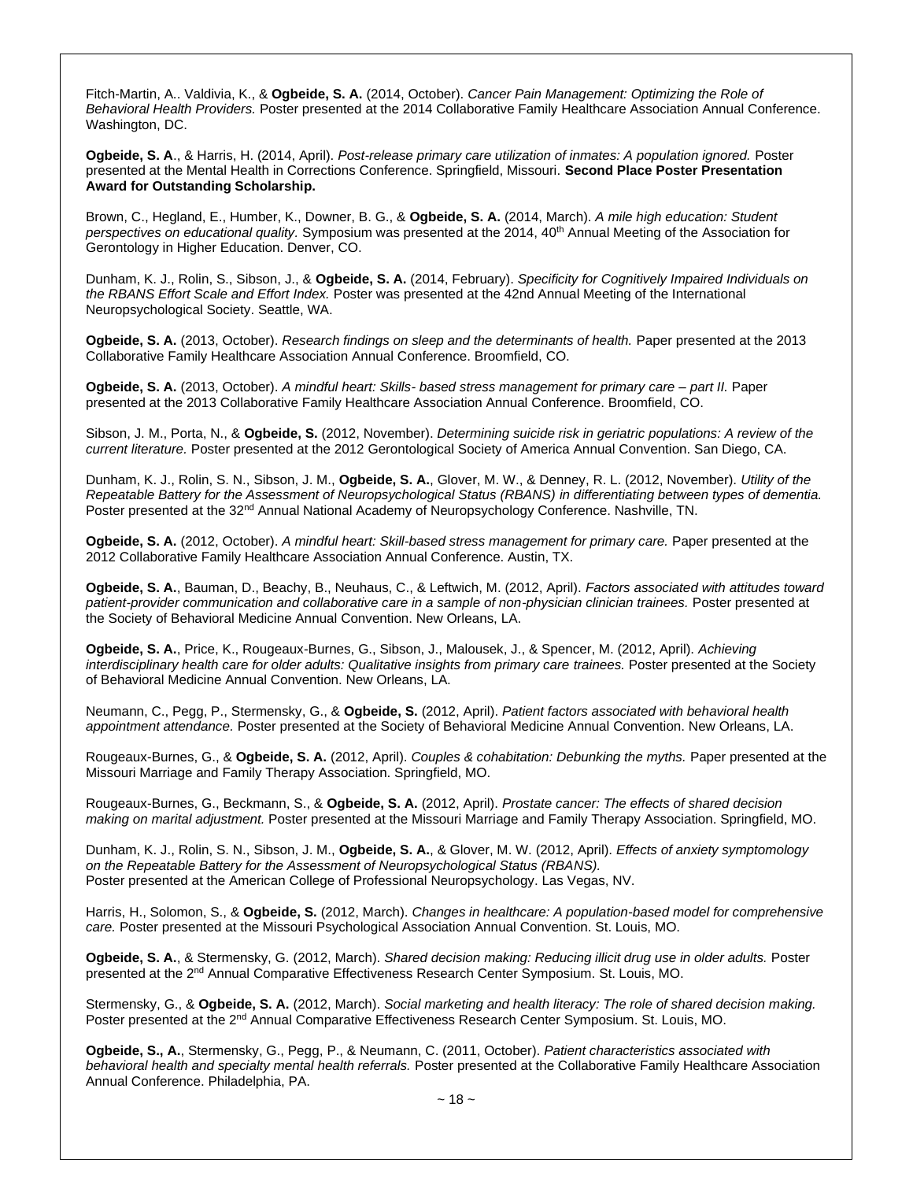Fitch-Martin, A.. Valdivia, K., & **Ogbeide, S. A.** (2014, October). *Cancer Pain Management: Optimizing the Role of Behavioral Health Providers.* Poster presented at the 2014 Collaborative Family Healthcare Association Annual Conference. Washington, DC.

**Ogbeide, S. A**., & Harris, H. (2014, April). *Post-release primary care utilization of inmates: A population ignored.* Poster presented at the Mental Health in Corrections Conference. Springfield, Missouri. **Second Place Poster Presentation Award for Outstanding Scholarship.**

Brown, C., Hegland, E., Humber, K., Downer, B. G., & **Ogbeide, S. A.** (2014, March). *A mile high education: Student perspectives on educational quality.* Symposium was presented at the 2014, 40th Annual Meeting of the Association for Gerontology in Higher Education. Denver, CO.

Dunham, K. J., Rolin, S., Sibson, J., & **Ogbeide, S. A.** (2014, February). *Specificity for Cognitively Impaired Individuals on the RBANS Effort Scale and Effort Index.* Poster was presented at the 42nd Annual Meeting of the International Neuropsychological Society. Seattle, WA.

**Ogbeide, S. A.** (2013, October). *Research findings on sleep and the determinants of health.* Paper presented at the 2013 Collaborative Family Healthcare Association Annual Conference. Broomfield, CO.

**Ogbeide, S. A.** (2013, October). *A mindful heart: Skills- based stress management for primary care – part II.* Paper presented at the 2013 Collaborative Family Healthcare Association Annual Conference. Broomfield, CO.

Sibson, J. M., Porta, N., & **Ogbeide, S.** (2012, November). *Determining suicide risk in geriatric populations: A review of the current literature.* Poster presented at the 2012 Gerontological Society of America Annual Convention. San Diego, CA.

Dunham, K. J., Rolin, S. N., Sibson, J. M., **Ogbeide, S. A.**, Glover, M. W., & Denney, R. L. (2012, November). *Utility of the Repeatable Battery for the Assessment of Neuropsychological Status (RBANS) in differentiating between types of dementia.* Poster presented at the 32nd Annual National Academy of Neuropsychology Conference. Nashville, TN.

**Ogbeide, S. A.** (2012, October). *A mindful heart: Skill-based stress management for primary care.* Paper presented at the 2012 Collaborative Family Healthcare Association Annual Conference. Austin, TX.

**Ogbeide, S. A.**, Bauman, D., Beachy, B., Neuhaus, C., & Leftwich, M. (2012, April). *Factors associated with attitudes toward patient-provider communication and collaborative care in a sample of non-physician clinician trainees.* Poster presented at the Society of Behavioral Medicine Annual Convention. New Orleans, LA.

**Ogbeide, S. A.**, Price, K., Rougeaux-Burnes, G., Sibson, J., Malousek, J., & Spencer, M. (2012, April). *Achieving interdisciplinary health care for older adults: Qualitative insights from primary care trainees.* Poster presented at the Society of Behavioral Medicine Annual Convention. New Orleans, LA.

Neumann, C., Pegg, P., Stermensky, G., & **Ogbeide, S.** (2012, April). *Patient factors associated with behavioral health appointment attendance.* Poster presented at the Society of Behavioral Medicine Annual Convention. New Orleans, LA.

Rougeaux-Burnes, G., & **Ogbeide, S. A.** (2012, April). *Couples & cohabitation: Debunking the myths.* Paper presented at the Missouri Marriage and Family Therapy Association. Springfield, MO.

Rougeaux-Burnes, G., Beckmann, S., & **Ogbeide, S. A.** (2012, April). *Prostate cancer: The effects of shared decision making on marital adjustment.* Poster presented at the Missouri Marriage and Family Therapy Association. Springfield, MO.

Dunham, K. J., Rolin, S. N., Sibson, J. M., **Ogbeide, S. A.**, & Glover, M. W. (2012, April). *Effects of anxiety symptomology on the Repeatable Battery for the Assessment of Neuropsychological Status (RBANS).* Poster presented at the American College of Professional Neuropsychology. Las Vegas, NV.

Harris, H., Solomon, S., & **Ogbeide, S.** (2012, March). *Changes in healthcare: A population-based model for comprehensive care.* Poster presented at the Missouri Psychological Association Annual Convention. St. Louis, MO.

**Ogbeide, S. A.**, & Stermensky, G. (2012, March). *Shared decision making: Reducing illicit drug use in older adults.* Poster presented at the 2nd Annual Comparative Effectiveness Research Center Symposium. St. Louis, MO.

Stermensky, G., & **Ogbeide, S. A.** (2012, March). *Social marketing and health literacy: The role of shared decision making.* Poster presented at the 2nd Annual Comparative Effectiveness Research Center Symposium. St. Louis, MO.

**Ogbeide, S., A.**, Stermensky, G., Pegg, P., & Neumann, C. (2011, October). *Patient characteristics associated with behavioral health and specialty mental health referrals.* Poster presented at the Collaborative Family Healthcare Association Annual Conference. Philadelphia, PA.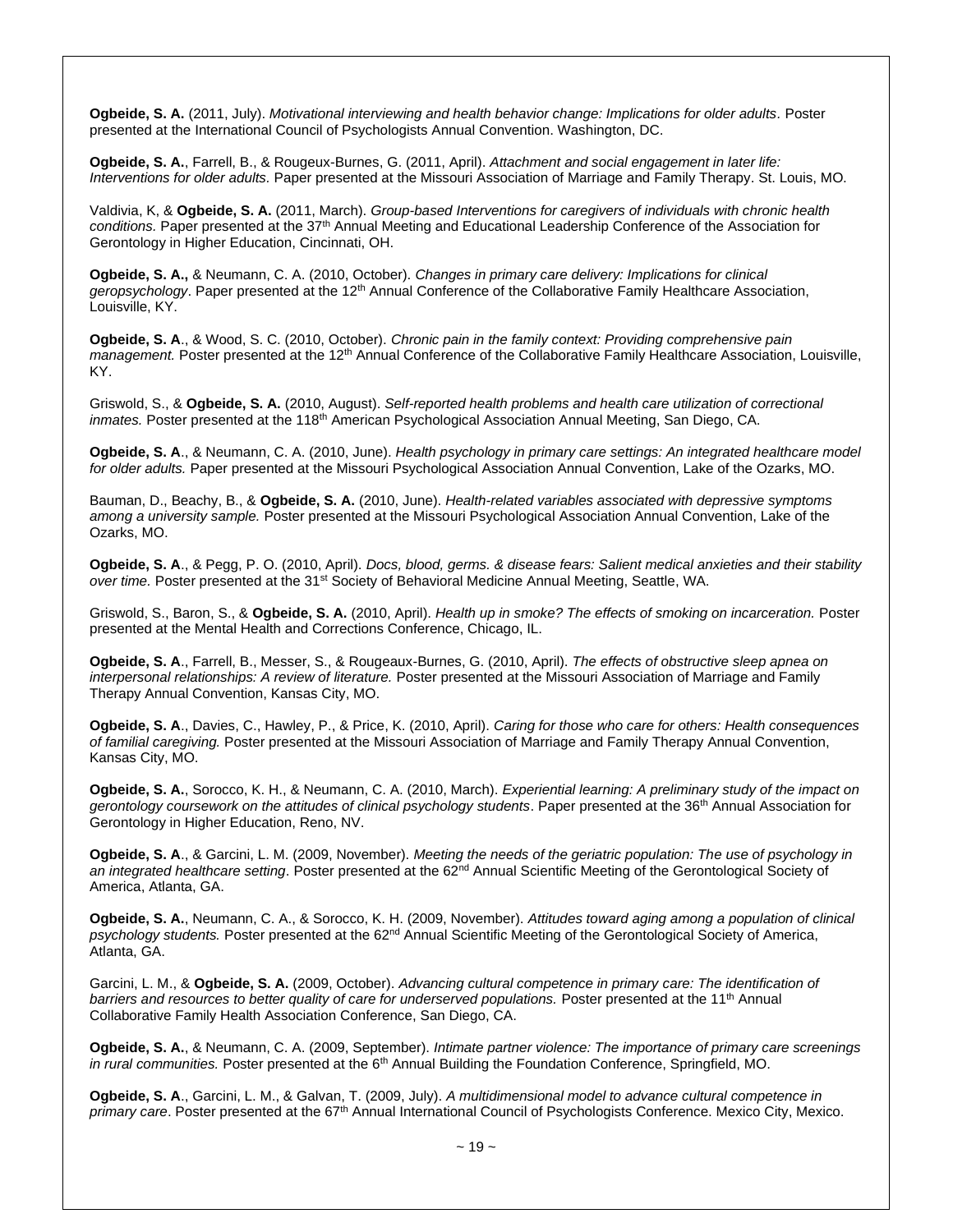**Ogbeide, S. A.** (2011, July). *Motivational interviewing and health behavior change: Implications for older adults*. Poster presented at the International Council of Psychologists Annual Convention. Washington, DC.

**Ogbeide, S. A.**, Farrell, B., & Rougeux-Burnes, G. (2011, April). *Attachment and social engagement in later life: Interventions for older adults.* Paper presented at the Missouri Association of Marriage and Family Therapy. St. Louis, MO.

Valdivia, K, & **Ogbeide, S. A.** (2011, March). *Group-based Interventions for caregivers of individuals with chronic health conditions.* Paper presented at the 37th Annual Meeting and Educational Leadership Conference of the Association for Gerontology in Higher Education, Cincinnati, OH.

**Ogbeide, S. A.,** & Neumann, C. A. (2010, October). *Changes in primary care delivery: Implications for clinical geropsychology*. Paper presented at the 12th Annual Conference of the Collaborative Family Healthcare Association, Louisville, KY.

**Ogbeide, S. A**., & Wood, S. C. (2010, October). *Chronic pain in the family context: Providing comprehensive pain management.* Poster presented at the 12th Annual Conference of the Collaborative Family Healthcare Association, Louisville, KY.

Griswold, S., & **Ogbeide, S. A.** (2010, August). *Self-reported health problems and health care utilization of correctional inmates.* Poster presented at the 118th American Psychological Association Annual Meeting, San Diego, CA.

**Ogbeide, S. A**., & Neumann, C. A. (2010, June). *Health psychology in primary care settings: An integrated healthcare model for older adults.* Paper presented at the Missouri Psychological Association Annual Convention, Lake of the Ozarks, MO.

Bauman, D., Beachy, B., & **Ogbeide, S. A.** (2010, June). *Health-related variables associated with depressive symptoms among a university sample.* Poster presented at the Missouri Psychological Association Annual Convention, Lake of the Ozarks, MO.

**Ogbeide, S. A**., & Pegg, P. O. (2010, April). *Docs, blood, germs. & disease fears: Salient medical anxieties and their stability over time.* Poster presented at the 31st Society of Behavioral Medicine Annual Meeting, Seattle, WA.

Griswold, S., Baron, S., & **Ogbeide, S. A.** (2010, April). *Health up in smoke? The effects of smoking on incarceration.* Poster presented at the Mental Health and Corrections Conference, Chicago, IL.

**Ogbeide, S. A**., Farrell, B., Messer, S., & Rougeaux-Burnes, G. (2010, April). *The effects of obstructive sleep apnea on interpersonal relationships: A review of literature.* Poster presented at the Missouri Association of Marriage and Family Therapy Annual Convention, Kansas City, MO.

**Ogbeide, S. A**., Davies, C., Hawley, P., & Price, K. (2010, April). *Caring for those who care for others: Health consequences of familial caregiving.* Poster presented at the Missouri Association of Marriage and Family Therapy Annual Convention, Kansas City, MO.

**Ogbeide, S. A.**, Sorocco, K. H., & Neumann, C. A. (2010, March). *Experiential learning: A preliminary study of the impact on gerontology coursework on the attitudes of clinical psychology students*. Paper presented at the 36th Annual Association for Gerontology in Higher Education, Reno, NV.

**Ogbeide, S. A**., & Garcini, L. M. (2009, November). *Meeting the needs of the geriatric population: The use of psychology in an integrated healthcare setting*. Poster presented at the 62nd Annual Scientific Meeting of the Gerontological Society of America, Atlanta, GA.

**Ogbeide, S. A.**, Neumann, C. A., & Sorocco, K. H. (2009, November). *Attitudes toward aging among a population of clinical psychology students.* Poster presented at the 62nd Annual Scientific Meeting of the Gerontological Society of America, Atlanta, GA.

Garcini, L. M., & **Ogbeide, S. A.** (2009, October). *Advancing cultural competence in primary care: The identification of barriers and resources to better quality of care for underserved populations.* Poster presented at the 11th Annual Collaborative Family Health Association Conference, San Diego, CA.

**Ogbeide, S. A.**, & Neumann, C. A. (2009, September). *Intimate partner violence: The importance of primary care screenings in rural communities.* Poster presented at the 6th Annual Building the Foundation Conference, Springfield, MO.

**Ogbeide, S. A**., Garcini, L. M., & Galvan, T. (2009, July). *A multidimensional model to advance cultural competence in primary care*. Poster presented at the 67th Annual International Council of Psychologists Conference. Mexico City, Mexico.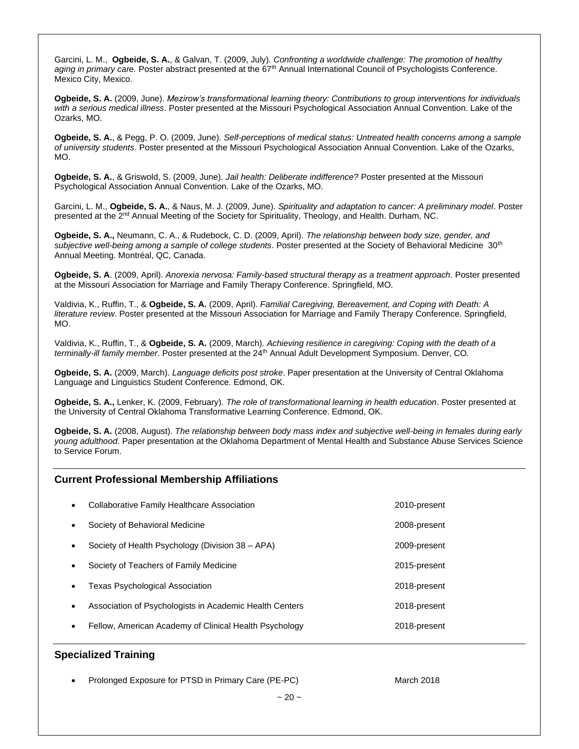Garcini, L. M., **Ogbeide, S. A.**, & Galvan, T. (2009, July). *Confronting a worldwide challenge: The promotion of healthy aging in primary care.* Poster abstract presented at the 67th Annual International Council of Psychologists Conference. Mexico City, Mexico.

**Ogbeide, S. A.** (2009, June). *Mezirow's transformational learning theory: Contributions to group interventions for individuals with a serious medical illness*. Poster presented at the Missouri Psychological Association Annual Convention. Lake of the Ozarks, MO.

**Ogbeide, S. A.**, & Pegg, P. O. (2009, June). *Self-perceptions of medical status: Untreated health concerns among a sample of university students*. Poster presented at the Missouri Psychological Association Annual Convention. Lake of the Ozarks, MO.

**Ogbeide, S. A.**, & Griswold, S. (2009, June). *Jail health: Deliberate indifference?* Poster presented at the Missouri Psychological Association Annual Convention. Lake of the Ozarks, MO.

Garcini, L. M., **Ogbeide, S. A.**, & Naus, M. J. (2009, June). *Spirituality and adaptation to cancer: A preliminary model*. Poster presented at the 2nd Annual Meeting of the Society for Spirituality, Theology, and Health. Durham, NC.

**Ogbeide, S. A.,** Neumann, C. A., & Rudebock, C. D. (2009, April). *The relationship between body size, gender, and subjective well-being among a sample of college students*. Poster presented at the Society of Behavioral Medicine 30th Annual Meeting. Montréal, QC, Canada.

**Ogbeide, S. A**. (2009, April). *Anorexia nervosa: Family-based structural therapy as a treatment approach*. Poster presented at the Missouri Association for Marriage and Family Therapy Conference. Springfield, MO.

Valdivia, K., Ruffin, T., & **Ogbeide, S. A.** (2009, April). *Familial Caregiving, Bereavement, and Coping with Death: A literature review*. Poster presented at the Missouri Association for Marriage and Family Therapy Conference. Springfield, MO.

Valdivia, K., Ruffin, T., & **Ogbeide, S. A.** (2009, March). *Achieving resilience in caregiving: Coping with the death of a terminally-ill family member*. Poster presented at the 24th Annual Adult Development Symposium. Denver, CO.

**Ogbeide, S. A.** (2009, March). *Language deficits post stroke*. Paper presentation at the University of Central Oklahoma Language and Linguistics Student Conference. Edmond, OK.

**Ogbeide, S. A.,** Lenker, K. (2009, February). *The role of transformational learning in health education*. Poster presented at the University of Central Oklahoma Transformative Learning Conference. Edmond, OK.

**Ogbeide, S. A.** (2008, August). *The relationship between body mass index and subjective well-being in females during early young adulthood*. Paper presentation at the Oklahoma Department of Mental Health and Substance Abuse Services Science to Service Forum.

## Current Professional Membership Affiliations

- Collaborative Family Healthcare Association — 2010-present
- Society of Behavioral Medicine — 2008-present
- Society of Health Psychology (Division 38 – APA) — 2009-present
- Society of Teachers of Family Medicine — 2015-present
- Texas Psychological Association — 2018-present
- Association of Psychologists in Academic Health Centers — 2018-present
- Fellow, American Academy of Clinical Health Psychology — 2018-present

## Specialized Training

- Prolonged Exposure for PTSD in Primary Care (PE-PC) — March 2018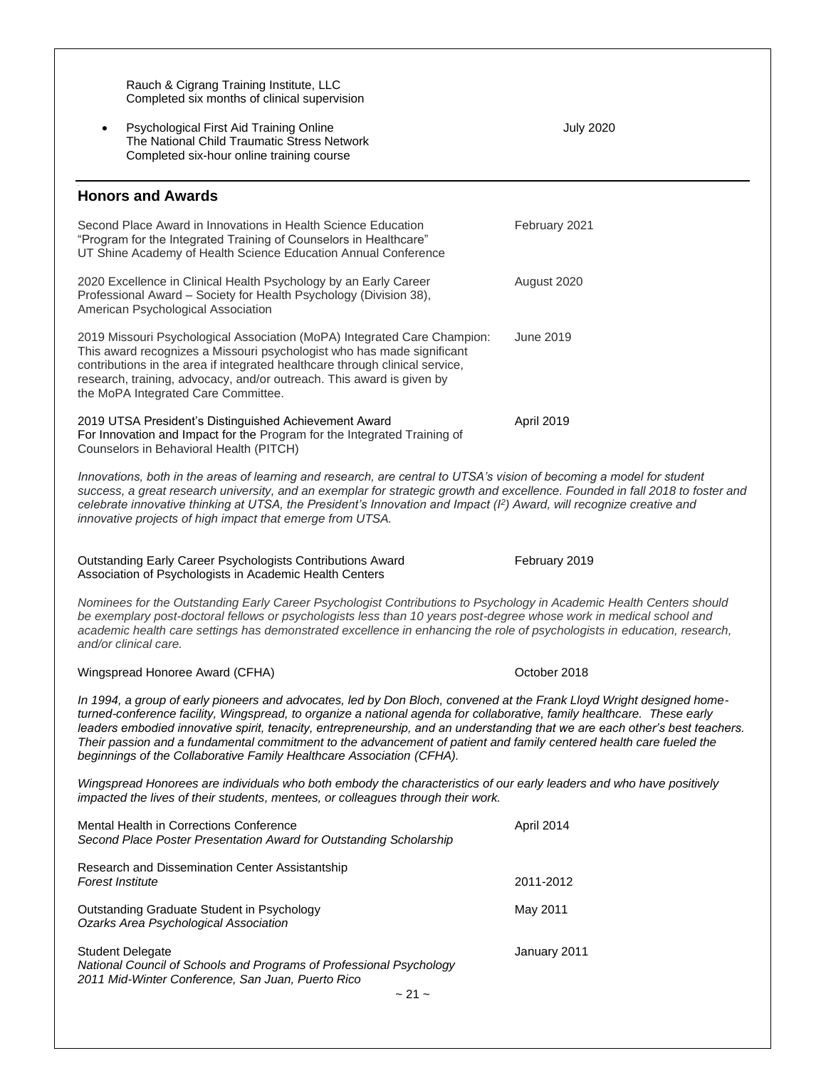Rauch & Cigrang Training Institute, LLC
Completed six months of clinical supervision

- Psychological First Aid Training Online — July 2020
  The National Child Traumatic Stress Network
  Completed six-hour online training course

## Honors and Awards

Second Place Award in Innovations in Health Science Education — February 2021
"Program for the Integrated Training of Counselors in Healthcare"
UT Shine Academy of Health Science Education Annual Conference

2020 Excellence in Clinical Health Psychology by an Early Career Professional Award – Society for Health Psychology (Division 38), American Psychological Association — August 2020

2019 Missouri Psychological Association (MoPA) Integrated Care Champion: This award recognizes a Missouri psychologist who has made significant contributions in the area if integrated healthcare through clinical service, research, training, advocacy, and/or outreach. This award is given by the MoPA Integrated Care Committee. — June 2019

2019 UTSA President's Distinguished Achievement Award — April 2019
For Innovation and Impact for the Program for the Integrated Training of Counselors in Behavioral Health (PITCH)

*Innovations, both in the areas of learning and research, are central to UTSA's vision of becoming a model for student success, a great research university, and an exemplar for strategic growth and excellence. Founded in fall 2018 to foster and celebrate innovative thinking at UTSA, the President's Innovation and Impact ($I^2$) Award, will recognize creative and innovative projects of high impact that emerge from UTSA.*

Outstanding Early Career Psychologists Contributions Award — February 2019
Association of Psychologists in Academic Health Centers

*Nominees for the Outstanding Early Career Psychologist Contributions to Psychology in Academic Health Centers should be exemplary post-doctoral fellows or psychologists less than 10 years post-degree whose work in medical school and academic health care settings has demonstrated excellence in enhancing the role of psychologists in education, research, and/or clinical care.*

Wingspread Honoree Award (CFHA) — October 2018

*In 1994, a group of early pioneers and advocates, led by Don Bloch, convened at the Frank Lloyd Wright designed home-turned-conference facility, Wingspread, to organize a national agenda for collaborative, family healthcare. These early leaders embodied innovative spirit, tenacity, entrepreneurship, and an understanding that we are each other's best teachers. Their passion and a fundamental commitment to the advancement of patient and family centered health care fueled the beginnings of the Collaborative Family Healthcare Association (CFHA).*

*Wingspread Honorees are individuals who both embody the characteristics of our early leaders and who have positively impacted the lives of their students, mentees, or colleagues through their work.*

Mental Health in Corrections Conference — April 2014
*Second Place Poster Presentation Award for Outstanding Scholarship*

Research and Dissemination Center Assistantship — 2011-2012
*Forest Institute*

Outstanding Graduate Student in Psychology — May 2011
*Ozarks Area Psychological Association*

Student Delegate — January 2011
*National Council of Schools and Programs of Professional Psychology*
*2011 Mid-Winter Conference, San Juan, Puerto Rico*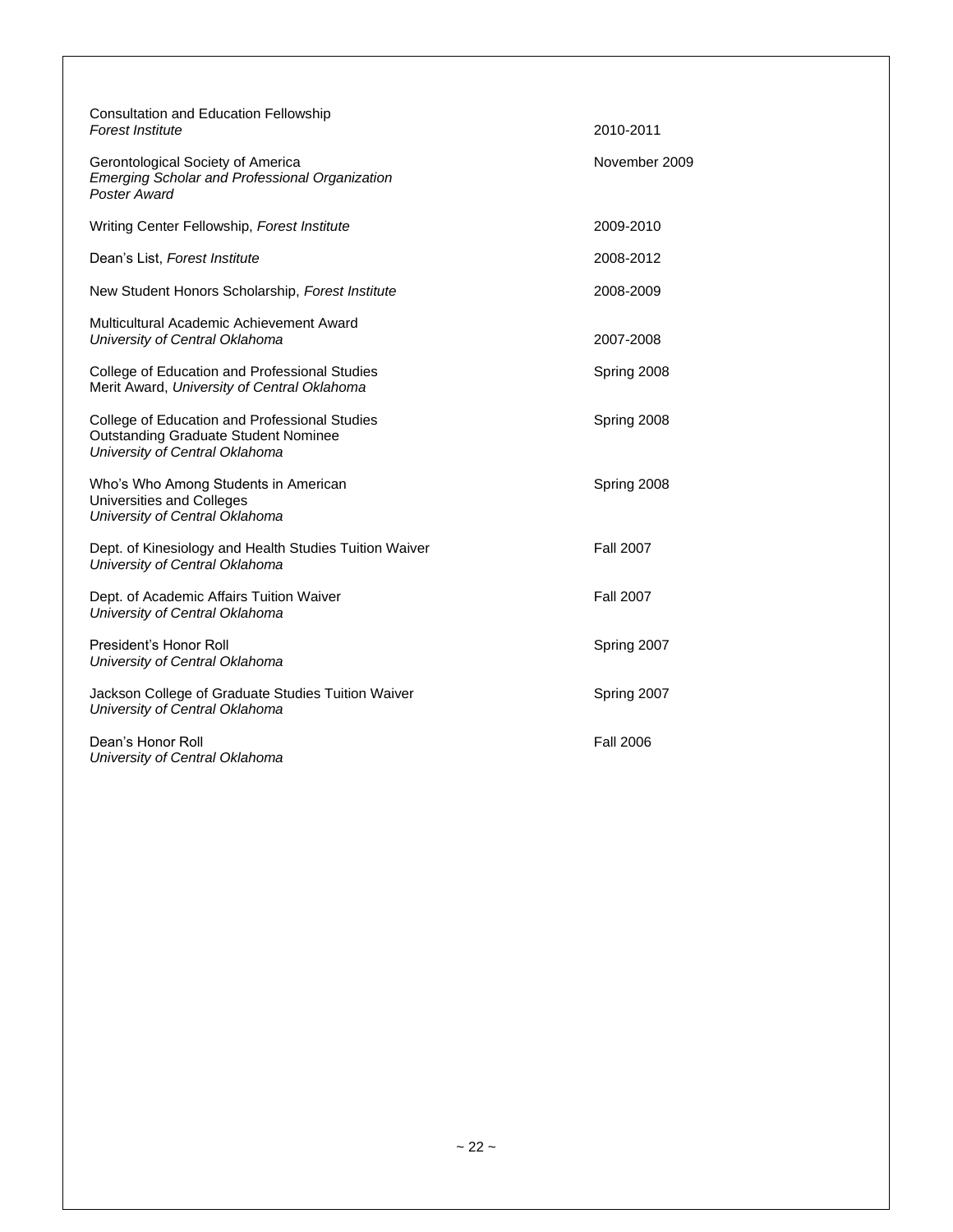Consultation and Education Fellowship
*Forest Institute* 2010-2011

Gerontological Society of America November 2009
*Emerging Scholar and Professional Organization Poster Award*

Writing Center Fellowship, *Forest Institute* 2009-2010

Dean's List, *Forest Institute* 2008-2012

New Student Honors Scholarship, *Forest Institute* 2008-2009

Multicultural Academic Achievement Award
*University of Central Oklahoma* 2007-2008

College of Education and Professional Studies Spring 2008
Merit Award, *University of Central Oklahoma*

College of Education and Professional Studies Spring 2008
Outstanding Graduate Student Nominee
*University of Central Oklahoma*

Who's Who Among Students in American Spring 2008
Universities and Colleges
*University of Central Oklahoma*

Dept. of Kinesiology and Health Studies Tuition Waiver Fall 2007
*University of Central Oklahoma*

Dept. of Academic Affairs Tuition Waiver Fall 2007
*University of Central Oklahoma*

President's Honor Roll Spring 2007
*University of Central Oklahoma*

Jackson College of Graduate Studies Tuition Waiver Spring 2007
*University of Central Oklahoma*

Dean's Honor Roll Fall 2006
*University of Central Oklahoma*